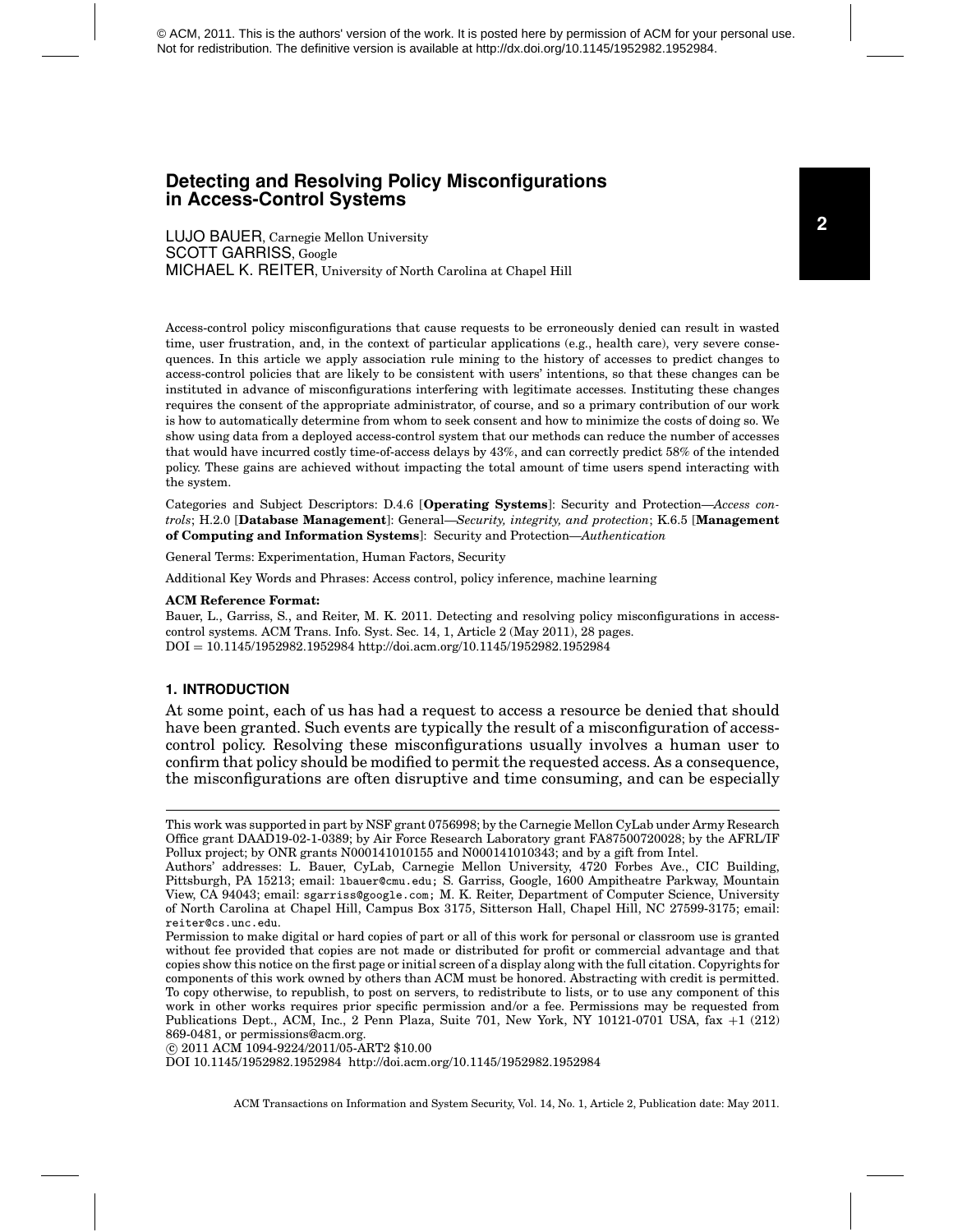© ACM, 2011. This is the authors' version of the work. It is posted here by permission of ACM for your personal use. Not for redistribution. The definitive version is available at http://dx.doi.org/10.1145/1952982.1952984.

# Detecting and Resolving Policy Misconfigurations in Access-Control Systems

LUJO BAUER, Carnegie Mellon University
SCOTT GARRISS, Google
MICHAEL K. REITER, University of North Carolina at Chapel Hill

Access-control policy misconfigurations that cause requests to be erroneously denied can result in wasted time, user frustration, and, in the context of particular applications (e.g., health care), very severe consequences. In this article we apply association rule mining to the history of accesses to predict changes to access-control policies that are likely to be consistent with users' intentions, so that these changes can be instituted in advance of misconfigurations interfering with legitimate accesses. Instituting these changes requires the consent of the appropriate administrator, of course, and so a primary contribution of our work is how to automatically determine from whom to seek consent and how to minimize the costs of doing so. We show using data from a deployed access-control system that our methods can reduce the number of accesses that would have incurred costly time-of-access delays by 43%, and can correctly predict 58% of the intended policy. These gains are achieved without impacting the total amount of time users spend interacting with the system.

Categories and Subject Descriptors: D.4.6 [**Operating Systems**]: Security and Protection—*Access controls*; H.2.0 [**Database Management**]: General—*Security, integrity, and protection*; K.6.5 [**Management of Computing and Information Systems**]: Security and Protection—*Authentication*

General Terms: Experimentation, Human Factors, Security

Additional Key Words and Phrases: Access control, policy inference, machine learning

**ACM Reference Format:**
Bauer, L., Garriss, S., and Reiter, M. K. 2011. Detecting and resolving policy misconfigurations in access-control systems. ACM Trans. Info. Syst. Sec. 14, 1, Article 2 (May 2011), 28 pages.
DOI = 10.1145/1952982.1952984 http://doi.acm.org/10.1145/1952982.1952984

## 1. INTRODUCTION

At some point, each of us has had a request to access a resource be denied that should have been granted. Such events are typically the result of a misconfiguration of access-control policy. Resolving these misconfigurations usually involves a human user to confirm that policy should be modified to permit the requested access. As a consequence, the misconfigurations are often disruptive and time consuming, and can be especially

---

This work was supported in part by NSF grant 0756998; by the Carnegie Mellon CyLab under Army Research Office grant DAAD19-02-1-0389; by Air Force Research Laboratory grant FA87500720028; by the AFRL/IF Pollux project; by ONR grants N000141010155 and N000141010343; and by a gift from Intel.

Authors' addresses: L. Bauer, CyLab, Carnegie Mellon University, 4720 Forbes Ave., CIC Building, Pittsburgh, PA 15213; email: lbauer@cmu.edu; S. Garriss, Google, 1600 Ampitheatre Parkway, Mountain View, CA 94043; email: sgarriss@google.com; M. K. Reiter, Department of Computer Science, University of North Carolina at Chapel Hill, Campus Box 3175, Sitterson Hall, Chapel Hill, NC 27599-3175; email: reiter@cs.unc.edu.

Permission to make digital or hard copies of part or all of this work for personal or classroom use is granted without fee provided that copies are not made or distributed for profit or commercial advantage and that copies show this notice on the first page or initial screen of a display along with the full citation. Copyrights for components of this work owned by others than ACM must be honored. Abstracting with credit is permitted. To copy otherwise, to republish, to post on servers, to redistribute to lists, or to use any component of this work in other works requires prior specific permission and/or a fee. Permissions may be requested from Publications Dept., ACM, Inc., 2 Penn Plaza, Suite 701, New York, NY 10121-0701 USA, fax +1 (212) 869-0481, or permissions@acm.org.

© 2011 ACM 1094-9224/2011/05-ART2 $10.00

DOI 10.1145/1952982.1952984 http://doi.acm.org/10.1145/1952982.1952984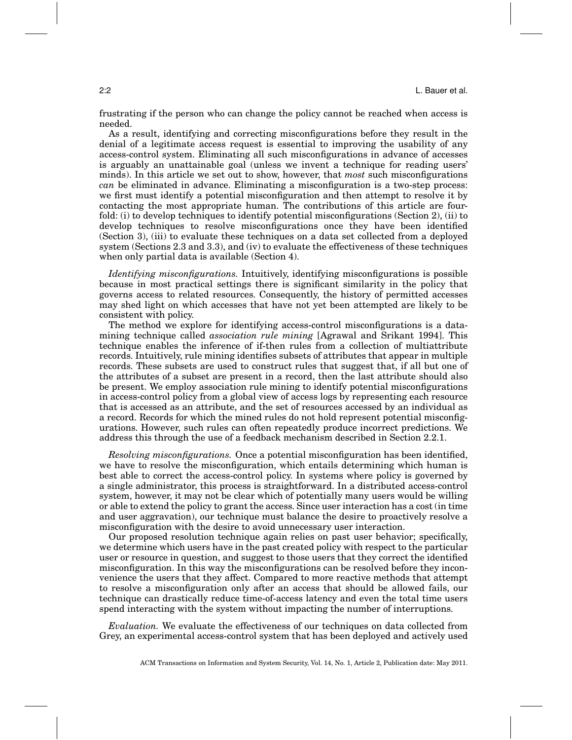frustrating if the person who can change the policy cannot be reached when access is needed.

As a result, identifying and correcting misconfigurations before they result in the denial of a legitimate access request is essential to improving the usability of any access-control system. Eliminating all such misconfigurations in advance of accesses is arguably an unattainable goal (unless we invent a technique for reading users' minds). In this article we set out to show, however, that *most* such misconfigurations *can* be eliminated in advance. Eliminating a misconfiguration is a two-step process: we first must identify a potential misconfiguration and then attempt to resolve it by contacting the most appropriate human. The contributions of this article are fourfold: (i) to develop techniques to identify potential misconfigurations (Section 2), (ii) to develop techniques to resolve misconfigurations once they have been identified (Section 3), (iii) to evaluate these techniques on a data set collected from a deployed system (Sections 2.3 and 3.3), and (iv) to evaluate the effectiveness of these techniques when only partial data is available (Section 4).

*Identifying misconfigurations.* Intuitively, identifying misconfigurations is possible because in most practical settings there is significant similarity in the policy that governs access to related resources. Consequently, the history of permitted accesses may shed light on which accesses that have not yet been attempted are likely to be consistent with policy.

The method we explore for identifying access-control misconfigurations is a data-mining technique called *association rule mining* [Agrawal and Srikant 1994]. This technique enables the inference of if-then rules from a collection of multiattribute records. Intuitively, rule mining identifies subsets of attributes that appear in multiple records. These subsets are used to construct rules that suggest that, if all but one of the attributes of a subset are present in a record, then the last attribute should also be present. We employ association rule mining to identify potential misconfigurations in access-control policy from a global view of access logs by representing each resource that is accessed as an attribute, and the set of resources accessed by an individual as a record. Records for which the mined rules do not hold represent potential misconfigurations. However, such rules can often repeatedly produce incorrect predictions. We address this through the use of a feedback mechanism described in Section 2.2.1.

*Resolving misconfigurations.* Once a potential misconfiguration has been identified, we have to resolve the misconfiguration, which entails determining which human is best able to correct the access-control policy. In systems where policy is governed by a single administrator, this process is straightforward. In a distributed access-control system, however, it may not be clear which of potentially many users would be willing or able to extend the policy to grant the access. Since user interaction has a cost (in time and user aggravation), our technique must balance the desire to proactively resolve a misconfiguration with the desire to avoid unnecessary user interaction.

Our proposed resolution technique again relies on past user behavior; specifically, we determine which users have in the past created policy with respect to the particular user or resource in question, and suggest to those users that they correct the identified misconfiguration. In this way the misconfigurations can be resolved before they inconvenience the users that they affect. Compared to more reactive methods that attempt to resolve a misconfiguration only after an access that should be allowed fails, our technique can drastically reduce time-of-access latency and even the total time users spend interacting with the system without impacting the number of interruptions.

*Evaluation.* We evaluate the effectiveness of our techniques on data collected from Grey, an experimental access-control system that has been deployed and actively used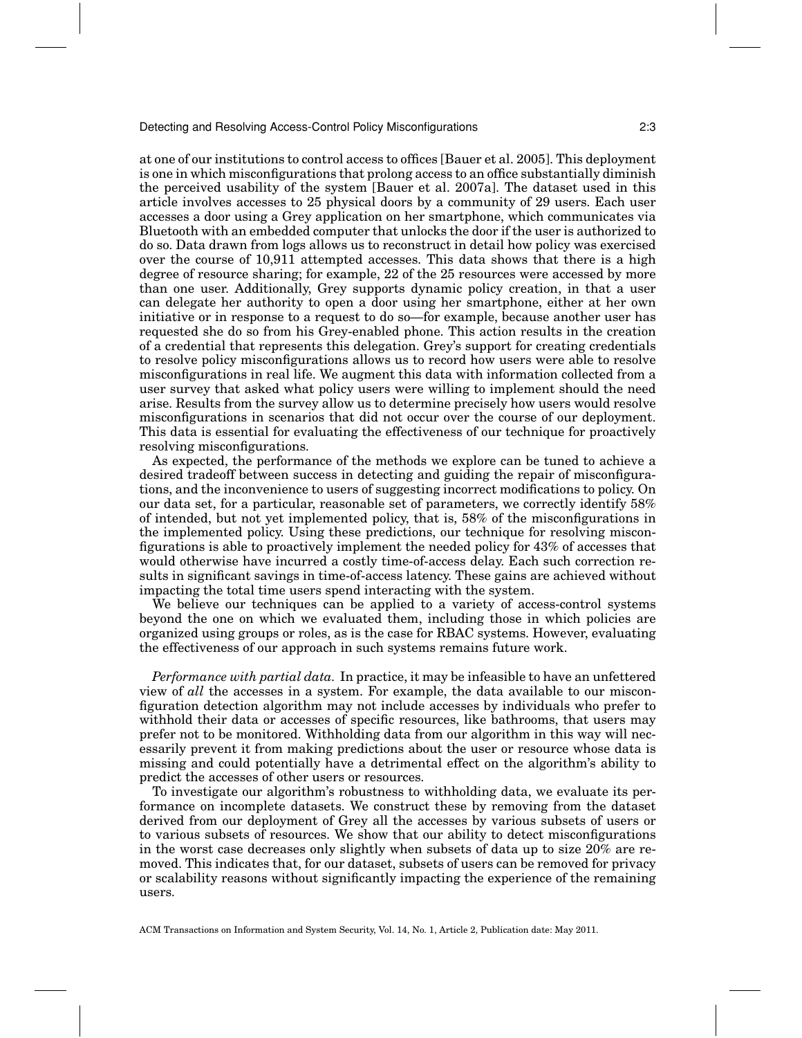at one of our institutions to control access to offices [Bauer et al. 2005]. This deployment is one in which misconfigurations that prolong access to an office substantially diminish the perceived usability of the system [Bauer et al. 2007a]. The dataset used in this article involves accesses to 25 physical doors by a community of 29 users. Each user accesses a door using a Grey application on her smartphone, which communicates via Bluetooth with an embedded computer that unlocks the door if the user is authorized to do so. Data drawn from logs allows us to reconstruct in detail how policy was exercised over the course of 10,911 attempted accesses. This data shows that there is a high degree of resource sharing; for example, 22 of the 25 resources were accessed by more than one user. Additionally, Grey supports dynamic policy creation, in that a user can delegate her authority to open a door using her smartphone, either at her own initiative or in response to a request to do so—for example, because another user has requested she do so from his Grey-enabled phone. This action results in the creation of a credential that represents this delegation. Grey's support for creating credentials to resolve policy misconfigurations allows us to record how users were able to resolve misconfigurations in real life. We augment this data with information collected from a user survey that asked what policy users were willing to implement should the need arise. Results from the survey allow us to determine precisely how users would resolve misconfigurations in scenarios that did not occur over the course of our deployment. This data is essential for evaluating the effectiveness of our technique for proactively resolving misconfigurations.

As expected, the performance of the methods we explore can be tuned to achieve a desired tradeoff between success in detecting and guiding the repair of misconfigurations, and the inconvenience to users of suggesting incorrect modifications to policy. On our data set, for a particular, reasonable set of parameters, we correctly identify 58% of intended, but not yet implemented policy, that is, 58% of the misconfigurations in the implemented policy. Using these predictions, our technique for resolving misconfigurations is able to proactively implement the needed policy for 43% of accesses that would otherwise have incurred a costly time-of-access delay. Each such correction results in significant savings in time-of-access latency. These gains are achieved without impacting the total time users spend interacting with the system.

We believe our techniques can be applied to a variety of access-control systems beyond the one on which we evaluated them, including those in which policies are organized using groups or roles, as is the case for RBAC systems. However, evaluating the effectiveness of our approach in such systems remains future work.

*Performance with partial data.* In practice, it may be infeasible to have an unfettered view of *all* the accesses in a system. For example, the data available to our misconfiguration detection algorithm may not include accesses by individuals who prefer to withhold their data or accesses of specific resources, like bathrooms, that users may prefer not to be monitored. Withholding data from our algorithm in this way will necessarily prevent it from making predictions about the user or resource whose data is missing and could potentially have a detrimental effect on the algorithm's ability to predict the accesses of other users or resources.

To investigate our algorithm's robustness to withholding data, we evaluate its performance on incomplete datasets. We construct these by removing from the dataset derived from our deployment of Grey all the accesses by various subsets of users or to various subsets of resources. We show that our ability to detect misconfigurations in the worst case decreases only slightly when subsets of data up to size 20% are removed. This indicates that, for our dataset, subsets of users can be removed for privacy or scalability reasons without significantly impacting the experience of the remaining users.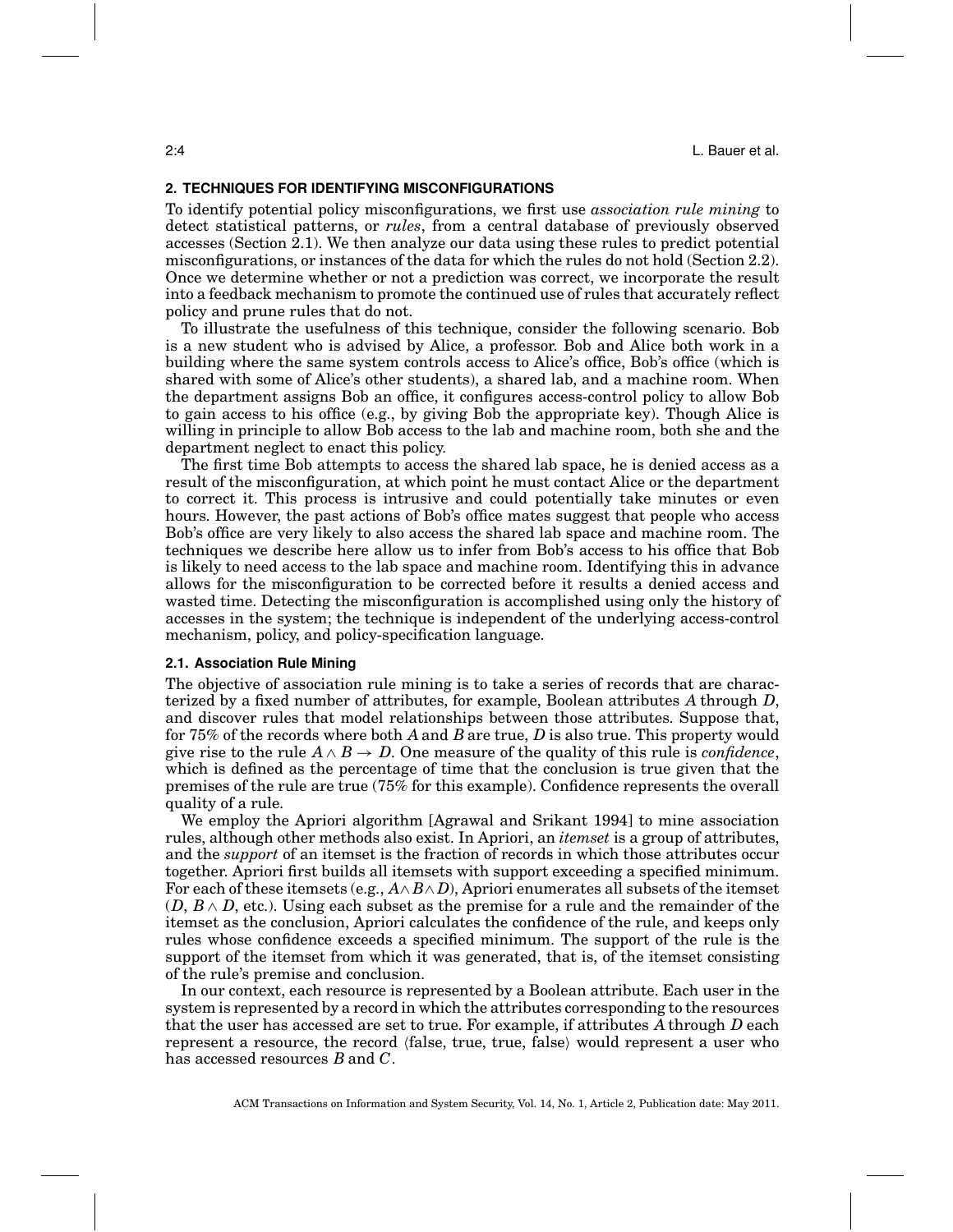## 2. TECHNIQUES FOR IDENTIFYING MISCONFIGURATIONS

To identify potential policy misconfigurations, we first use *association rule mining* to detect statistical patterns, or *rules*, from a central database of previously observed accesses (Section 2.1). We then analyze our data using these rules to predict potential misconfigurations, or instances of the data for which the rules do not hold (Section 2.2). Once we determine whether or not a prediction was correct, we incorporate the result into a feedback mechanism to promote the continued use of rules that accurately reflect policy and prune rules that do not.

To illustrate the usefulness of this technique, consider the following scenario. Bob is a new student who is advised by Alice, a professor. Bob and Alice both work in a building where the same system controls access to Alice's office, Bob's office (which is shared with some of Alice's other students), a shared lab, and a machine room. When the department assigns Bob an office, it configures access-control policy to allow Bob to gain access to his office (e.g., by giving Bob the appropriate key). Though Alice is willing in principle to allow Bob access to the lab and machine room, both she and the department neglect to enact this policy.

The first time Bob attempts to access the shared lab space, he is denied access as a result of the misconfiguration, at which point he must contact Alice or the department to correct it. This process is intrusive and could potentially take minutes or even hours. However, the past actions of Bob's office mates suggest that people who access Bob's office are very likely to also access the shared lab space and machine room. The techniques we describe here allow us to infer from Bob's access to his office that Bob is likely to need access to the lab space and machine room. Identifying this in advance allows for the misconfiguration to be corrected before it results a denied access and wasted time. Detecting the misconfiguration is accomplished using only the history of accesses in the system; the technique is independent of the underlying access-control mechanism, policy, and policy-specification language.

### 2.1. Association Rule Mining

The objective of association rule mining is to take a series of records that are characterized by a fixed number of attributes, for example, Boolean attributes $A$ through $D$, and discover rules that model relationships between those attributes. Suppose that, for 75% of the records where both $A$ and $B$ are true, $D$ is also true. This property would give rise to the rule $A \wedge B \rightarrow D$. One measure of the quality of this rule is *confidence*, which is defined as the percentage of time that the conclusion is true given that the premises of the rule are true (75% for this example). Confidence represents the overall quality of a rule.

We employ the Apriori algorithm [Agrawal and Srikant 1994] to mine association rules, although other methods also exist. In Apriori, an *itemset* is a group of attributes, and the *support* of an itemset is the fraction of records in which those attributes occur together. Apriori first builds all itemsets with support exceeding a specified minimum. For each of these itemsets (e.g., $A \wedge B \wedge D$), Apriori enumerates all subsets of the itemset ($D$, $B \wedge D$, etc.). Using each subset as the premise for a rule and the remainder of the itemset as the conclusion, Apriori calculates the confidence of the rule, and keeps only rules whose confidence exceeds a specified minimum. The support of the rule is the support of the itemset from which it was generated, that is, of the itemset consisting of the rule's premise and conclusion.

In our context, each resource is represented by a Boolean attribute. Each user in the system is represented by a record in which the attributes corresponding to the resources that the user has accessed are set to true. For example, if attributes $A$ through $D$ each represent a resource, the record $\langle$false, true, true, false$\rangle$ would represent a user who has accessed resources $B$ and $C$.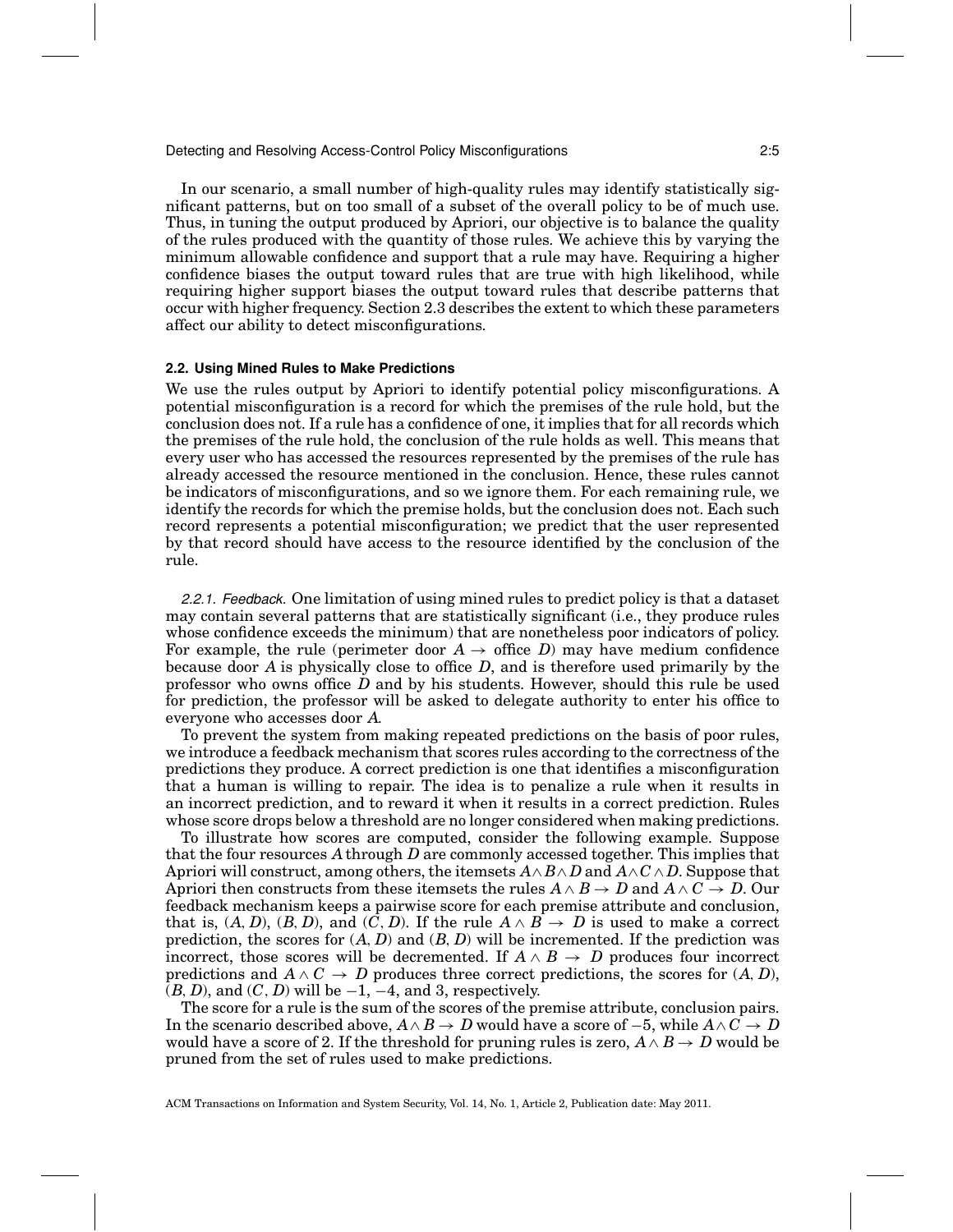In our scenario, a small number of high-quality rules may identify statistically significant patterns, but on too small of a subset of the overall policy to be of much use. Thus, in tuning the output produced by Apriori, our objective is to balance the quality of the rules produced with the quantity of those rules. We achieve this by varying the minimum allowable confidence and support that a rule may have. Requiring a higher confidence biases the output toward rules that are true with high likelihood, while requiring higher support biases the output toward rules that describe patterns that occur with higher frequency. Section 2.3 describes the extent to which these parameters affect our ability to detect misconfigurations.

### 2.2. Using Mined Rules to Make Predictions

We use the rules output by Apriori to identify potential policy misconfigurations. A potential misconfiguration is a record for which the premises of the rule hold, but the conclusion does not. If a rule has a confidence of one, it implies that for all records which the premises of the rule hold, the conclusion of the rule holds as well. This means that every user who has accessed the resources represented by the premises of the rule has already accessed the resource mentioned in the conclusion. Hence, these rules cannot be indicators of misconfigurations, and so we ignore them. For each remaining rule, we identify the records for which the premise holds, but the conclusion does not. Each such record represents a potential misconfiguration; we predict that the user represented by that record should have access to the resource identified by the conclusion of the rule.

*2.2.1. Feedback.* One limitation of using mined rules to predict policy is that a dataset may contain several patterns that are statistically significant (i.e., they produce rules whose confidence exceeds the minimum) that are nonetheless poor indicators of policy. For example, the rule (perimeter door $A \rightarrow$ office $D$) may have medium confidence because door $A$ is physically close to office $D$, and is therefore used primarily by the professor who owns office $D$ and by his students. However, should this rule be used for prediction, the professor will be asked to delegate authority to enter his office to everyone who accesses door $A$.

To prevent the system from making repeated predictions on the basis of poor rules, we introduce a feedback mechanism that scores rules according to the correctness of the predictions they produce. A correct prediction is one that identifies a misconfiguration that a human is willing to repair. The idea is to penalize a rule when it results in an incorrect prediction, and to reward it when it results in a correct prediction. Rules whose score drops below a threshold are no longer considered when making predictions.

To illustrate how scores are computed, consider the following example. Suppose that the four resources $A$ through $D$ are commonly accessed together. This implies that Apriori will construct, among others, the itemsets $A \wedge B \wedge D$ and $A \wedge C \wedge D$. Suppose that Apriori then constructs from these itemsets the rules $A \wedge B \rightarrow D$ and $A \wedge C \rightarrow D$. Our feedback mechanism keeps a pairwise score for each premise attribute and conclusion, that is, $(A, D)$, $(B, D)$, and $(C, D)$. If the rule $A \wedge B \rightarrow D$ is used to make a correct prediction, the scores for $(A, D)$ and $(B, D)$ will be incremented. If the prediction was incorrect, those scores will be decremented. If $A \wedge B \rightarrow D$ produces four incorrect predictions and $A \wedge C \rightarrow D$ produces three correct predictions, the scores for $(A, D)$, $(B, D)$, and $(C, D)$ will be $-1$, $-4$, and 3, respectively.

The score for a rule is the sum of the scores of the premise attribute, conclusion pairs. In the scenario described above, $A \wedge B \rightarrow D$ would have a score of $-5$, while $A \wedge C \rightarrow D$ would have a score of 2. If the threshold for pruning rules is zero, $A \wedge B \rightarrow D$ would be pruned from the set of rules used to make predictions.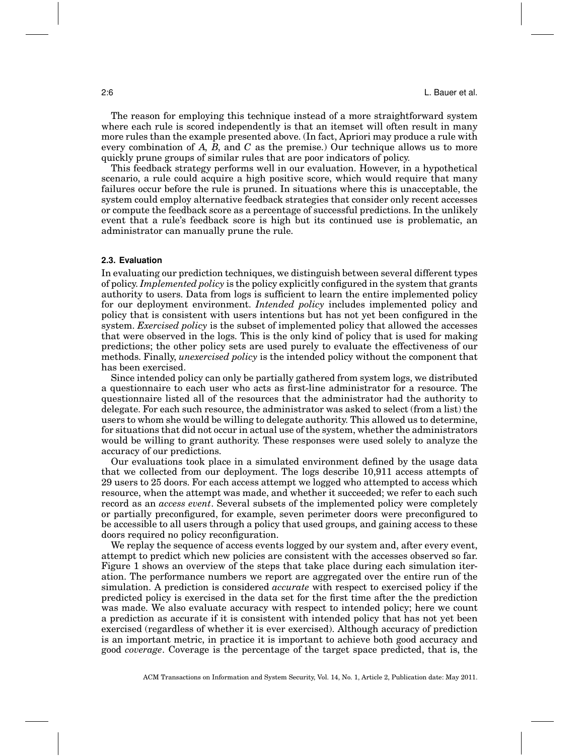The reason for employing this technique instead of a more straightforward system where each rule is scored independently is that an itemset will often result in many more rules than the example presented above. (In fact, Apriori may produce a rule with every combination of $A$, $B$, and $C$ as the premise.) Our technique allows us to more quickly prune groups of similar rules that are poor indicators of policy.

This feedback strategy performs well in our evaluation. However, in a hypothetical scenario, a rule could acquire a high positive score, which would require that many failures occur before the rule is pruned. In situations where this is unacceptable, the system could employ alternative feedback strategies that consider only recent accesses or compute the feedback score as a percentage of successful predictions. In the unlikely event that a rule's feedback score is high but its continued use is problematic, an administrator can manually prune the rule.

### 2.3. Evaluation

In evaluating our prediction techniques, we distinguish between several different types of policy. *Implemented policy* is the policy explicitly configured in the system that grants authority to users. Data from logs is sufficient to learn the entire implemented policy for our deployment environment. *Intended policy* includes implemented policy and policy that is consistent with users intentions but has not yet been configured in the system. *Exercised policy* is the subset of implemented policy that allowed the accesses that were observed in the logs. This is the only kind of policy that is used for making predictions; the other policy sets are used purely to evaluate the effectiveness of our methods. Finally, *unexercised policy* is the intended policy without the component that has been exercised.

Since intended policy can only be partially gathered from system logs, we distributed a questionnaire to each user who acts as first-line administrator for a resource. The questionnaire listed all of the resources that the administrator had the authority to delegate. For each such resource, the administrator was asked to select (from a list) the users to whom she would be willing to delegate authority. This allowed us to determine, for situations that did not occur in actual use of the system, whether the administrators would be willing to grant authority. These responses were used solely to analyze the accuracy of our predictions.

Our evaluations took place in a simulated environment defined by the usage data that we collected from our deployment. The logs describe 10,911 access attempts of 29 users to 25 doors. For each access attempt we logged who attempted to access which resource, when the attempt was made, and whether it succeeded; we refer to each such record as an *access event*. Several subsets of the implemented policy were completely or partially preconfigured, for example, seven perimeter doors were preconfigured to be accessible to all users through a policy that used groups, and gaining access to these doors required no policy reconfiguration.

We replay the sequence of access events logged by our system and, after every event, attempt to predict which new policies are consistent with the accesses observed so far. Figure 1 shows an overview of the steps that take place during each simulation iteration. The performance numbers we report are aggregated over the entire run of the simulation. A prediction is considered *accurate* with respect to exercised policy if the predicted policy is exercised in the data set for the first time after the the prediction was made. We also evaluate accuracy with respect to intended policy; here we count a prediction as accurate if it is consistent with intended policy that has not yet been exercised (regardless of whether it is ever exercised). Although accuracy of prediction is an important metric, in practice it is important to achieve both good accuracy and good *coverage*. Coverage is the percentage of the target space predicted, that is, the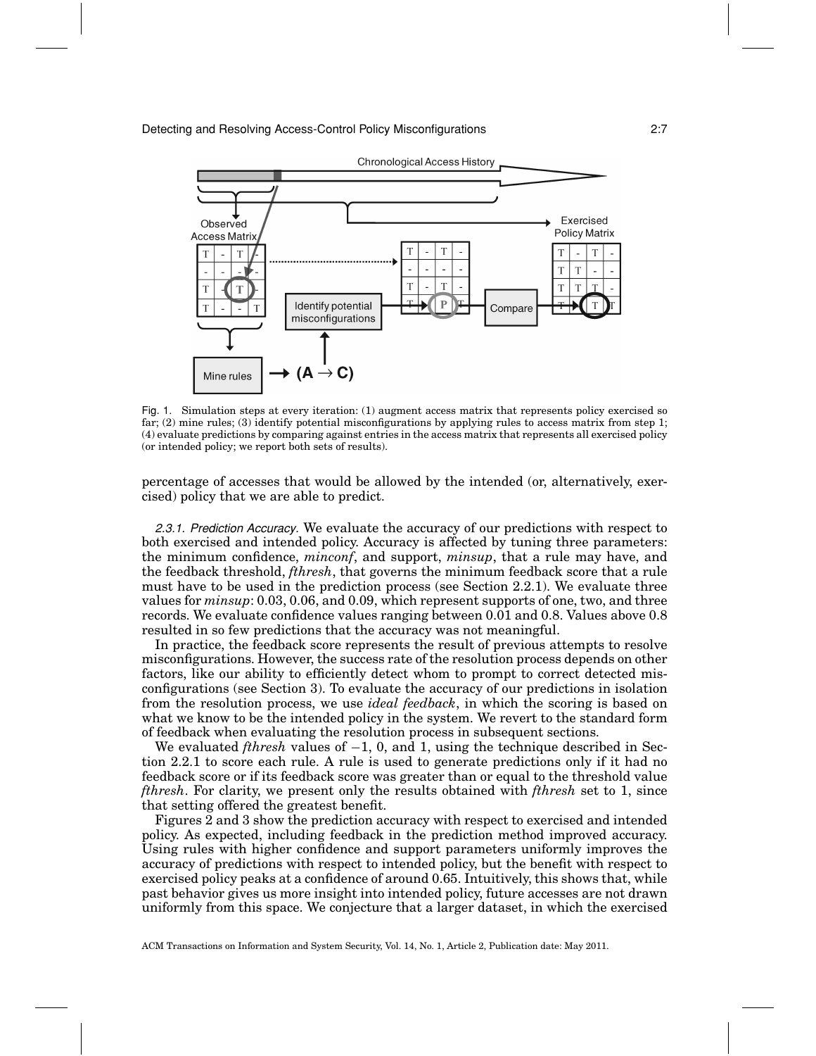Fig. 1. Simulation steps at every iteration: (1) augment access matrix that represents policy exercised so far; (2) mine rules; (3) identify potential misconfigurations by applying rules to access matrix from step 1; (4) evaluate predictions by comparing against entries in the access matrix that represents all exercised policy (or intended policy; we report both sets of results).

percentage of accesses that would be allowed by the intended (or, alternatively, exercised) policy that we are able to predict.

*2.3.1. Prediction Accuracy.* We evaluate the accuracy of our predictions with respect to both exercised and intended policy. Accuracy is affected by tuning three parameters: the minimum confidence, *minconf*, and support, *minsup*, that a rule may have, and the feedback threshold, *fthresh*, that governs the minimum feedback score that a rule must have to be used in the prediction process (see Section 2.2.1). We evaluate three values for *minsup*: 0.03, 0.06, and 0.09, which represent supports of one, two, and three records. We evaluate confidence values ranging between 0.01 and 0.8. Values above 0.8 resulted in so few predictions that the accuracy was not meaningful.

In practice, the feedback score represents the result of previous attempts to resolve misconfigurations. However, the success rate of the resolution process depends on other factors, like our ability to efficiently detect whom to prompt to correct detected misconfigurations (see Section 3). To evaluate the accuracy of our predictions in isolation from the resolution process, we use *ideal feedback*, in which the scoring is based on what we know to be the intended policy in the system. We revert to the standard form of feedback when evaluating the resolution process in subsequent sections.

We evaluated *fthresh* values of $-1$, 0, and 1, using the technique described in Section 2.2.1 to score each rule. A rule is used to generate predictions only if it had no feedback score or if its feedback score was greater than or equal to the threshold value *fthresh*. For clarity, we present only the results obtained with *fthresh* set to 1, since that setting offered the greatest benefit.

Figures 2 and 3 show the prediction accuracy with respect to exercised and intended policy. As expected, including feedback in the prediction method improved accuracy. Using rules with higher confidence and support parameters uniformly improves the accuracy of predictions with respect to intended policy, but the benefit with respect to exercised policy peaks at a confidence of around 0.65. Intuitively, this shows that, while past behavior gives us more insight into intended policy, future accesses are not drawn uniformly from this space. We conjecture that a larger dataset, in which the exercised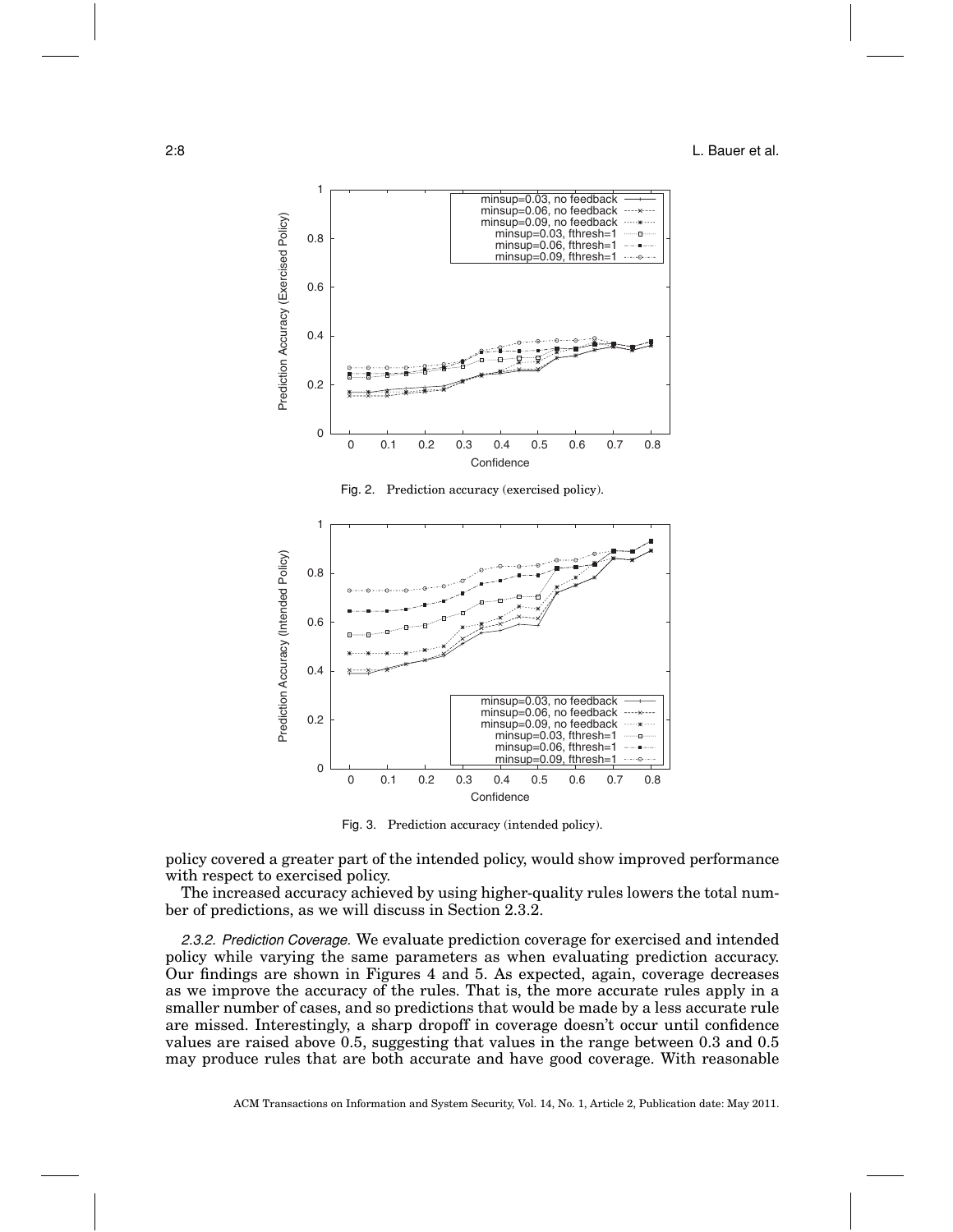Fig. 2. Prediction accuracy (exercised policy).

Fig. 3. Prediction accuracy (intended policy).

policy covered a greater part of the intended policy, would show improved performance with respect to exercised policy.

The increased accuracy achieved by using higher-quality rules lowers the total number of predictions, as we will discuss in Section 2.3.2.

*2.3.2. Prediction Coverage.* We evaluate prediction coverage for exercised and intended policy while varying the same parameters as when evaluating prediction accuracy. Our findings are shown in Figures 4 and 5. As expected, again, coverage decreases as we improve the accuracy of the rules. That is, the more accurate rules apply in a smaller number of cases, and so predictions that would be made by a less accurate rule are missed. Interestingly, a sharp dropoff in coverage doesn't occur until confidence values are raised above 0.5, suggesting that values in the range between 0.3 and 0.5 may produce rules that are both accurate and have good coverage. With reasonable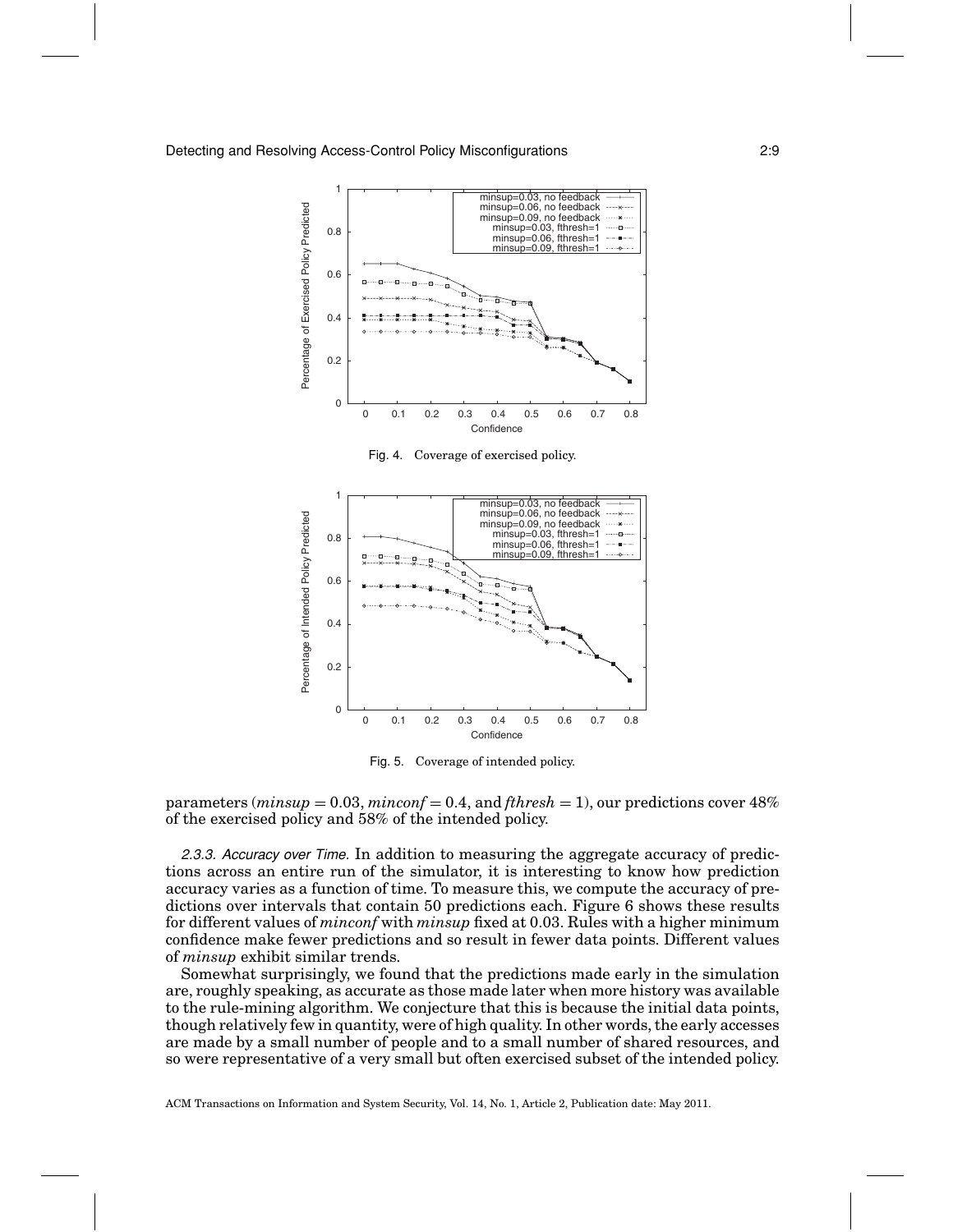Fig. 4. Coverage of exercised policy.

Fig. 5. Coverage of intended policy.

parameters (*minsup* = 0.03, *minconf* = 0.4, and *fthresh* = 1), our predictions cover 48% of the exercised policy and 58% of the intended policy.

*2.3.3. Accuracy over Time.* In addition to measuring the aggregate accuracy of predictions across an entire run of the simulator, it is interesting to know how prediction accuracy varies as a function of time. To measure this, we compute the accuracy of predictions over intervals that contain 50 predictions each. Figure 6 shows these results for different values of *minconf* with *minsup* fixed at 0.03. Rules with a higher minimum confidence make fewer predictions and so result in fewer data points. Different values of *minsup* exhibit similar trends.

Somewhat surprisingly, we found that the predictions made early in the simulation are, roughly speaking, as accurate as those made later when more history was available to the rule-mining algorithm. We conjecture that this is because the initial data points, though relatively few in quantity, were of high quality. In other words, the early accesses are made by a small number of people and to a small number of shared resources, and so were representative of a very small but often exercised subset of the intended policy.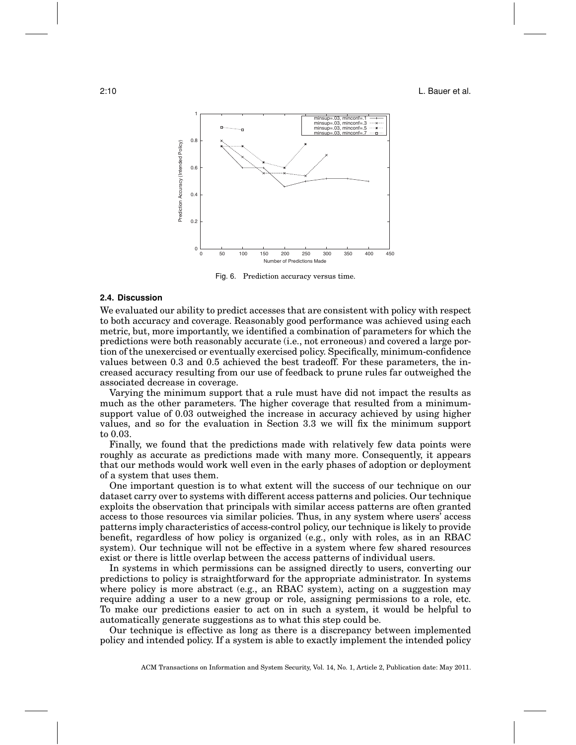Fig. 6. Prediction accuracy versus time.

### 2.4. Discussion

We evaluated our ability to predict accesses that are consistent with policy with respect to both accuracy and coverage. Reasonably good performance was achieved using each metric, but, more importantly, we identified a combination of parameters for which the predictions were both reasonably accurate (i.e., not erroneous) and covered a large portion of the unexercised or eventually exercised policy. Specifically, minimum-confidence values between 0.3 and 0.5 achieved the best tradeoff. For these parameters, the increased accuracy resulting from our use of feedback to prune rules far outweighed the associated decrease in coverage.

Varying the minimum support that a rule must have did not impact the results as much as the other parameters. The higher coverage that resulted from a minimum-support value of 0.03 outweighed the increase in accuracy achieved by using higher values, and so for the evaluation in Section 3.3 we will fix the minimum support to 0.03.

Finally, we found that the predictions made with relatively few data points were roughly as accurate as predictions made with many more. Consequently, it appears that our methods would work well even in the early phases of adoption or deployment of a system that uses them.

One important question is to what extent will the success of our technique on our dataset carry over to systems with different access patterns and policies. Our technique exploits the observation that principals with similar access patterns are often granted access to those resources via similar policies. Thus, in any system where users' access patterns imply characteristics of access-control policy, our technique is likely to provide benefit, regardless of how policy is organized (e.g., only with roles, as in an RBAC system). Our technique will not be effective in a system where few shared resources exist or there is little overlap between the access patterns of individual users.

In systems in which permissions can be assigned directly to users, converting our predictions to policy is straightforward for the appropriate administrator. In systems where policy is more abstract (e.g., an RBAC system), acting on a suggestion may require adding a user to a new group or role, assigning permissions to a role, etc. To make our predictions easier to act on in such a system, it would be helpful to automatically generate suggestions as to what this step could be.

Our technique is effective as long as there is a discrepancy between implemented policy and intended policy. If a system is able to exactly implement the intended policy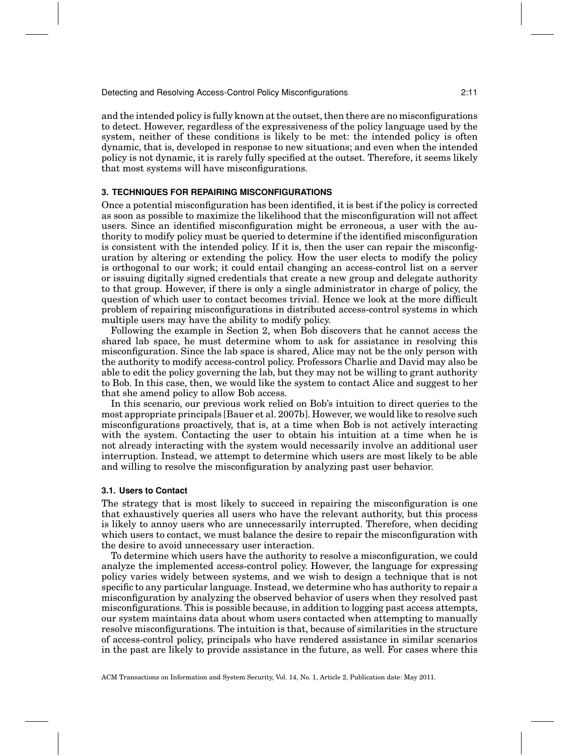and the intended policy is fully known at the outset, then there are no misconfigurations to detect. However, regardless of the expressiveness of the policy language used by the system, neither of these conditions is likely to be met: the intended policy is often dynamic, that is, developed in response to new situations; and even when the intended policy is not dynamic, it is rarely fully specified at the outset. Therefore, it seems likely that most systems will have misconfigurations.

## 3. TECHNIQUES FOR REPAIRING MISCONFIGURATIONS

Once a potential misconfiguration has been identified, it is best if the policy is corrected as soon as possible to maximize the likelihood that the misconfiguration will not affect users. Since an identified misconfiguration might be erroneous, a user with the authority to modify policy must be queried to determine if the identified misconfiguration is consistent with the intended policy. If it is, then the user can repair the misconfiguration by altering or extending the policy. How the user elects to modify the policy is orthogonal to our work; it could entail changing an access-control list on a server or issuing digitally signed credentials that create a new group and delegate authority to that group. However, if there is only a single administrator in charge of policy, the question of which user to contact becomes trivial. Hence we look at the more difficult problem of repairing misconfigurations in distributed access-control systems in which multiple users may have the ability to modify policy.

Following the example in Section 2, when Bob discovers that he cannot access the shared lab space, he must determine whom to ask for assistance in resolving this misconfiguration. Since the lab space is shared, Alice may not be the only person with the authority to modify access-control policy. Professors Charlie and David may also be able to edit the policy governing the lab, but they may not be willing to grant authority to Bob. In this case, then, we would like the system to contact Alice and suggest to her that she amend policy to allow Bob access.

In this scenario, our previous work relied on Bob's intuition to direct queries to the most appropriate principals [Bauer et al. 2007b]. However, we would like to resolve such misconfigurations proactively, that is, at a time when Bob is not actively interacting with the system. Contacting the user to obtain his intuition at a time when he is not already interacting with the system would necessarily involve an additional user interruption. Instead, we attempt to determine which users are most likely to be able and willing to resolve the misconfiguration by analyzing past user behavior.

### 3.1. Users to Contact

The strategy that is most likely to succeed in repairing the misconfiguration is one that exhaustively queries all users who have the relevant authority, but this process is likely to annoy users who are unnecessarily interrupted. Therefore, when deciding which users to contact, we must balance the desire to repair the misconfiguration with the desire to avoid unnecessary user interaction.

To determine which users have the authority to resolve a misconfiguration, we could analyze the implemented access-control policy. However, the language for expressing policy varies widely between systems, and we wish to design a technique that is not specific to any particular language. Instead, we determine who has authority to repair a misconfiguration by analyzing the observed behavior of users when they resolved past misconfigurations. This is possible because, in addition to logging past access attempts, our system maintains data about whom users contacted when attempting to manually resolve misconfigurations. The intuition is that, because of similarities in the structure of access-control policy, principals who have rendered assistance in similar scenarios in the past are likely to provide assistance in the future, as well. For cases where this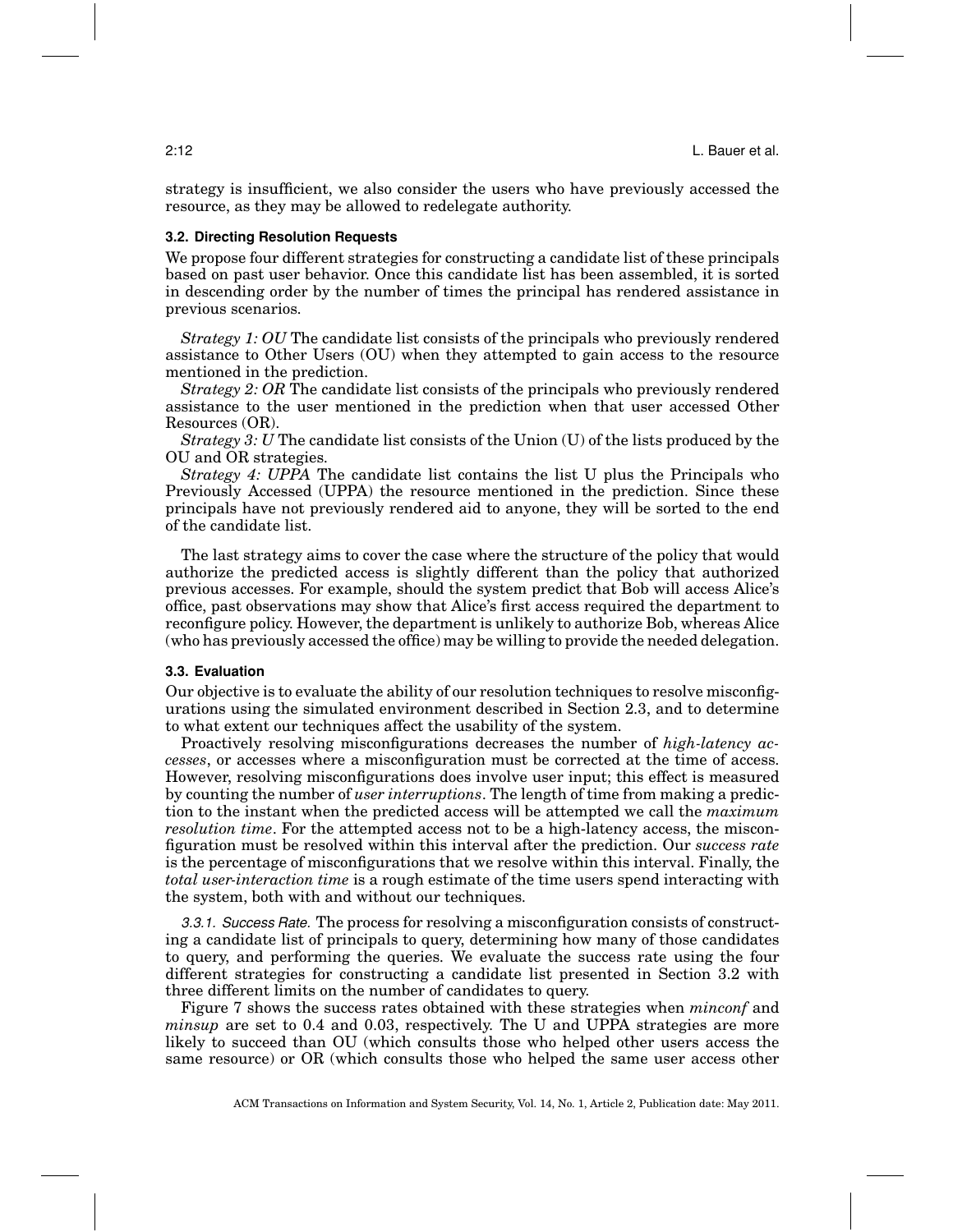strategy is insufficient, we also consider the users who have previously accessed the resource, as they may be allowed to redelegate authority.

### 3.2. Directing Resolution Requests

We propose four different strategies for constructing a candidate list of these principals based on past user behavior. Once this candidate list has been assembled, it is sorted in descending order by the number of times the principal has rendered assistance in previous scenarios.

*Strategy 1: OU* The candidate list consists of the principals who previously rendered assistance to Other Users (OU) when they attempted to gain access to the resource mentioned in the prediction.

*Strategy 2: OR* The candidate list consists of the principals who previously rendered assistance to the user mentioned in the prediction when that user accessed Other Resources (OR).

*Strategy 3: U* The candidate list consists of the Union (U) of the lists produced by the OU and OR strategies.

*Strategy 4: UPPA* The candidate list contains the list U plus the Principals who Previously Accessed (UPPA) the resource mentioned in the prediction. Since these principals have not previously rendered aid to anyone, they will be sorted to the end of the candidate list.

The last strategy aims to cover the case where the structure of the policy that would authorize the predicted access is slightly different than the policy that authorized previous accesses. For example, should the system predict that Bob will access Alice's office, past observations may show that Alice's first access required the department to reconfigure policy. However, the department is unlikely to authorize Bob, whereas Alice (who has previously accessed the office) may be willing to provide the needed delegation.

### 3.3. Evaluation

Our objective is to evaluate the ability of our resolution techniques to resolve misconfigurations using the simulated environment described in Section 2.3, and to determine to what extent our techniques affect the usability of the system.

Proactively resolving misconfigurations decreases the number of *high-latency accesses*, or accesses where a misconfiguration must be corrected at the time of access. However, resolving misconfigurations does involve user input; this effect is measured by counting the number of *user interruptions*. The length of time from making a prediction to the instant when the predicted access will be attempted we call the *maximum resolution time*. For the attempted access not to be a high-latency access, the misconfiguration must be resolved within this interval after the prediction. Our *success rate* is the percentage of misconfigurations that we resolve within this interval. Finally, the *total user-interaction time* is a rough estimate of the time users spend interacting with the system, both with and without our techniques.

#### 3.3.1. *Success Rate.*

The process for resolving a misconfiguration consists of constructing a candidate list of principals to query, determining how many of those candidates to query, and performing the queries. We evaluate the success rate using the four different strategies for constructing a candidate list presented in Section 3.2 with three different limits on the number of candidates to query.

Figure 7 shows the success rates obtained with these strategies when *minconf* and *minsup* are set to 0.4 and 0.03, respectively. The U and UPPA strategies are more likely to succeed than OU (which consults those who helped other users access the same resource) or OR (which consults those who helped the same user access other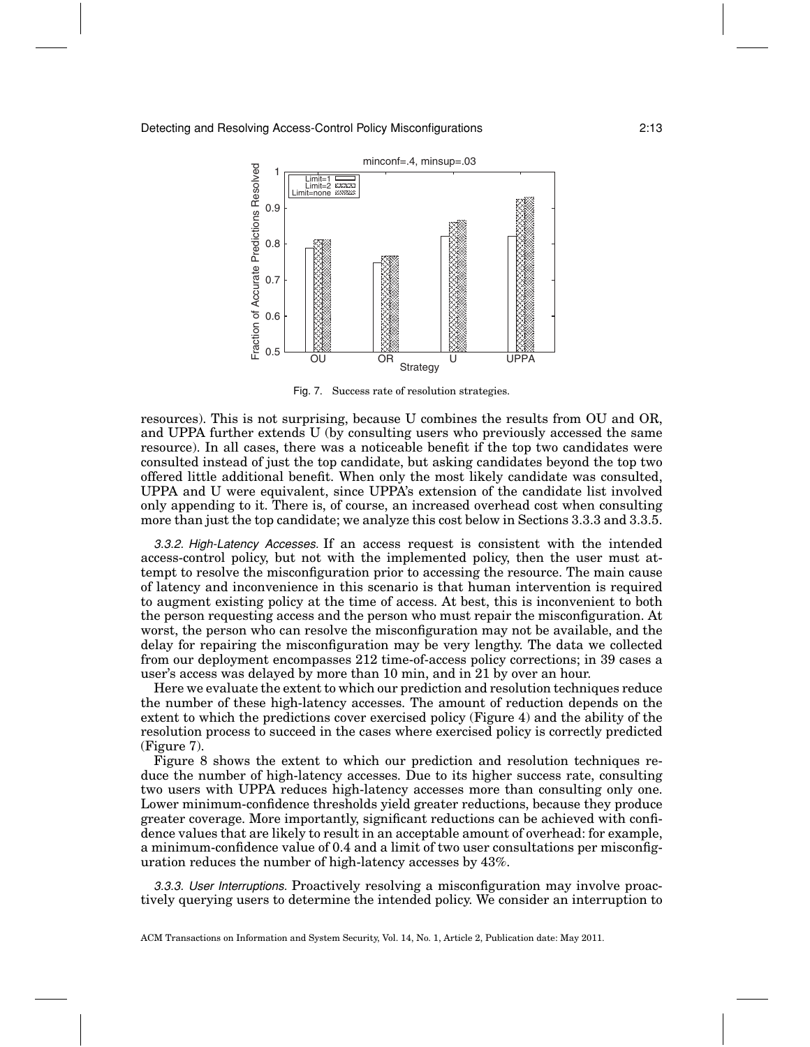Fig. 7. Success rate of resolution strategies.

resources). This is not surprising, because U combines the results from OU and OR, and UPPA further extends U (by consulting users who previously accessed the same resource). In all cases, there was a noticeable benefit if the top two candidates were consulted instead of just the top candidate, but asking candidates beyond the top two offered little additional benefit. When only the most likely candidate was consulted, UPPA and U were equivalent, since UPPA's extension of the candidate list involved only appending to it. There is, of course, an increased overhead cost when consulting more than just the top candidate; we analyze this cost below in Sections 3.3.3 and 3.3.5.

*3.3.2. High-Latency Accesses.* If an access request is consistent with the intended access-control policy, but not with the implemented policy, then the user must attempt to resolve the misconfiguration prior to accessing the resource. The main cause of latency and inconvenience in this scenario is that human intervention is required to augment existing policy at the time of access. At best, this is inconvenient to both the person requesting access and the person who must repair the misconfiguration. At worst, the person who can resolve the misconfiguration may not be available, and the delay for repairing the misconfiguration may be very lengthy. The data we collected from our deployment encompasses 212 time-of-access policy corrections; in 39 cases a user's access was delayed by more than 10 min, and in 21 by over an hour.

Here we evaluate the extent to which our prediction and resolution techniques reduce the number of these high-latency accesses. The amount of reduction depends on the extent to which the predictions cover exercised policy (Figure 4) and the ability of the resolution process to succeed in the cases where exercised policy is correctly predicted (Figure 7).

Figure 8 shows the extent to which our prediction and resolution techniques reduce the number of high-latency accesses. Due to its higher success rate, consulting two users with UPPA reduces high-latency accesses more than consulting only one. Lower minimum-confidence thresholds yield greater reductions, because they produce greater coverage. More importantly, significant reductions can be achieved with confidence values that are likely to result in an acceptable amount of overhead: for example, a minimum-confidence value of 0.4 and a limit of two user consultations per misconfiguration reduces the number of high-latency accesses by 43%.

*3.3.3. User Interruptions.* Proactively resolving a misconfiguration may involve proactively querying users to determine the intended policy. We consider an interruption to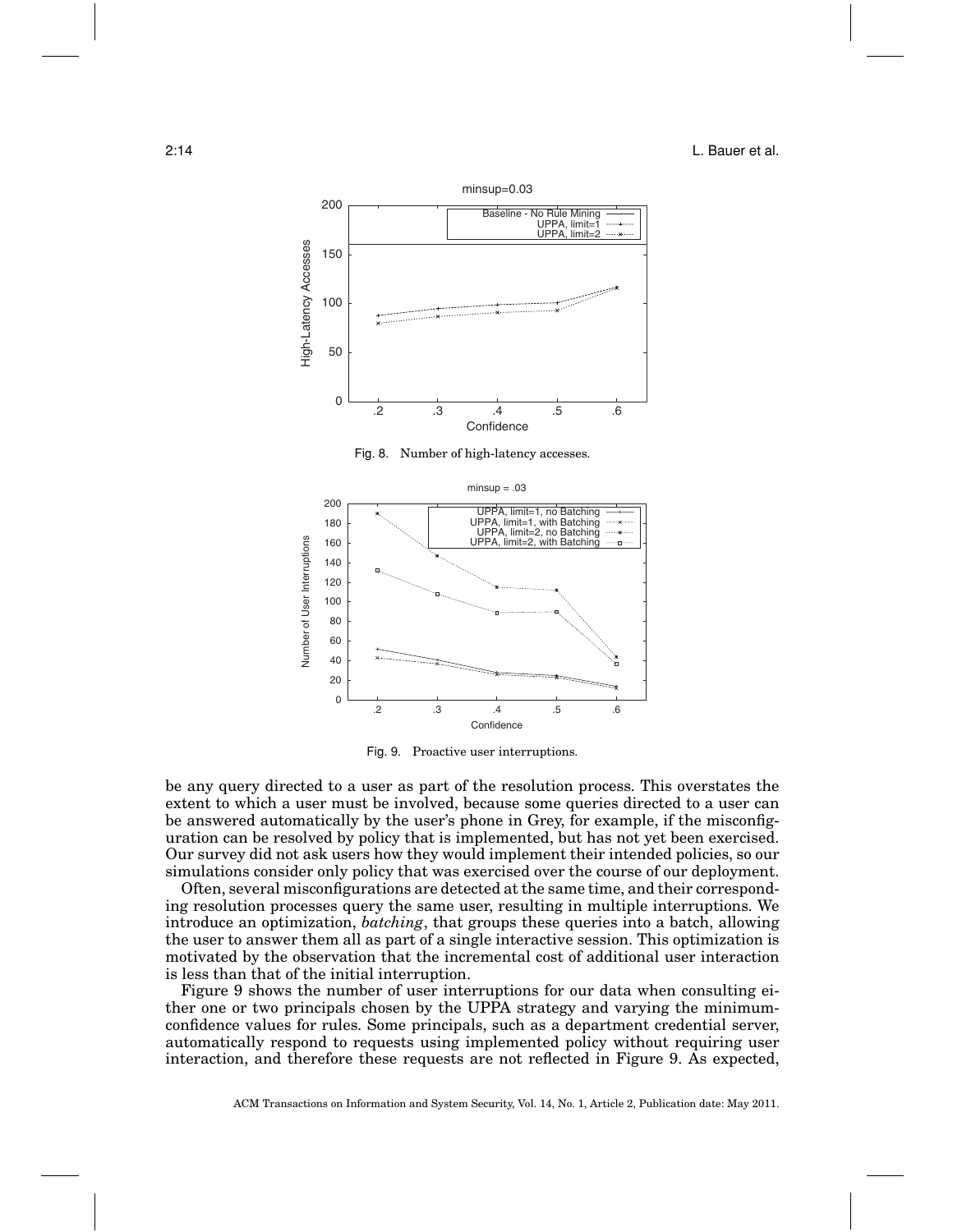Fig. 8. Number of high-latency accesses.

Fig. 9. Proactive user interruptions.

be any query directed to a user as part of the resolution process. This overstates the extent to which a user must be involved, because some queries directed to a user can be answered automatically by the user's phone in Grey, for example, if the misconfiguration can be resolved by policy that is implemented, but has not yet been exercised. Our survey did not ask users how they would implement their intended policies, so our simulations consider only policy that was exercised over the course of our deployment.

Often, several misconfigurations are detected at the same time, and their corresponding resolution processes query the same user, resulting in multiple interruptions. We introduce an optimization, *batching*, that groups these queries into a batch, allowing the user to answer them all as part of a single interactive session. This optimization is motivated by the observation that the incremental cost of additional user interaction is less than that of the initial interruption.

Figure 9 shows the number of user interruptions for our data when consulting either one or two principals chosen by the UPPA strategy and varying the minimum-confidence values for rules. Some principals, such as a department credential server, automatically respond to requests using implemented policy without requiring user interaction, and therefore these requests are not reflected in Figure 9. As expected,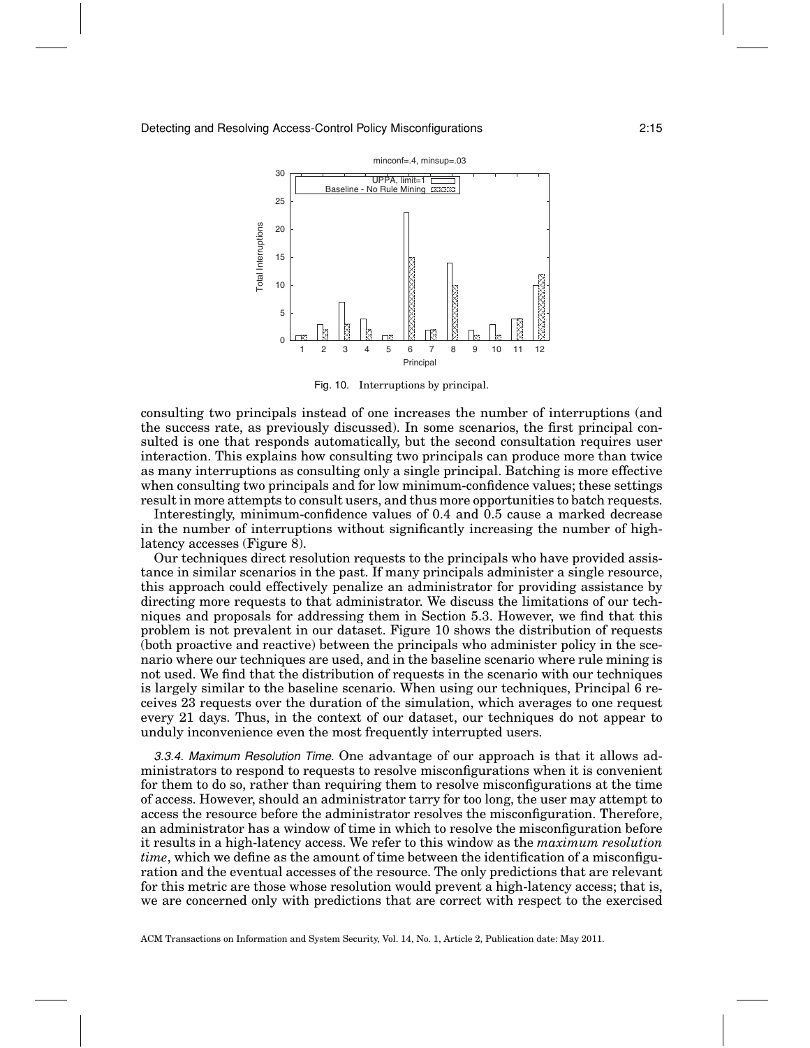Fig. 10. Interruptions by principal.

consulting two principals instead of one increases the number of interruptions (and the success rate, as previously discussed). In some scenarios, the first principal consulted is one that responds automatically, but the second consultation requires user interaction. This explains how consulting two principals can produce more than twice as many interruptions as consulting only a single principal. Batching is more effective when consulting two principals and for low minimum-confidence values; these settings result in more attempts to consult users, and thus more opportunities to batch requests.

Interestingly, minimum-confidence values of 0.4 and 0.5 cause a marked decrease in the number of interruptions without significantly increasing the number of high-latency accesses (Figure 8).

Our techniques direct resolution requests to the principals who have provided assistance in similar scenarios in the past. If many principals administer a single resource, this approach could effectively penalize an administrator for providing assistance by directing more requests to that administrator. We discuss the limitations of our techniques and proposals for addressing them in Section 5.3. However, we find that this problem is not prevalent in our dataset. Figure 10 shows the distribution of requests (both proactive and reactive) between the principals who administer policy in the scenario where our techniques are used, and in the baseline scenario where rule mining is not used. We find that the distribution of requests in the scenario with our techniques is largely similar to the baseline scenario. When using our techniques, Principal 6 receives 23 requests over the duration of the simulation, which averages to one request every 21 days. Thus, in the context of our dataset, our techniques do not appear to unduly inconvenience even the most frequently interrupted users.

*3.3.4. Maximum Resolution Time.* One advantage of our approach is that it allows administrators to respond to requests to resolve misconfigurations when it is convenient for them to do so, rather than requiring them to resolve misconfigurations at the time of access. However, should an administrator tarry for too long, the user may attempt to access the resource before the administrator resolves the misconfiguration. Therefore, an administrator has a window of time in which to resolve the misconfiguration before it results in a high-latency access. We refer to this window as the *maximum resolution time*, which we define as the amount of time between the identification of a misconfiguration and the eventual accesses of the resource. The only predictions that are relevant for this metric are those whose resolution would prevent a high-latency access; that is, we are concerned only with predictions that are correct with respect to the exercised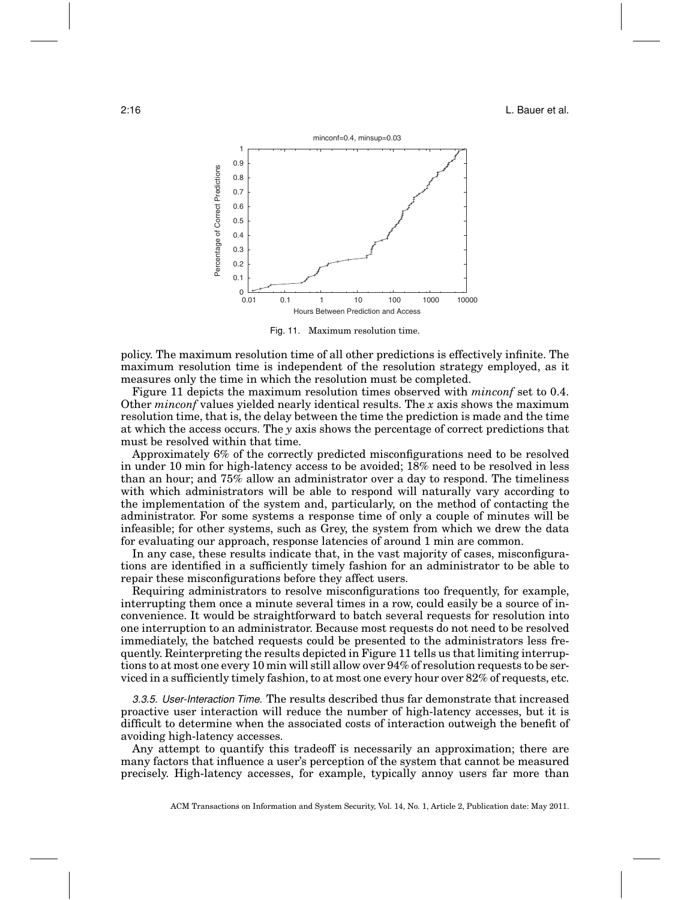Fig. 11. Maximum resolution time.

policy. The maximum resolution time of all other predictions is effectively infinite. The maximum resolution time is independent of the resolution strategy employed, as it measures only the time in which the resolution must be completed.

Figure 11 depicts the maximum resolution times observed with *minconf* set to 0.4. Other *minconf* values yielded nearly identical results. The *x* axis shows the maximum resolution time, that is, the delay between the time the prediction is made and the time at which the access occurs. The *y* axis shows the percentage of correct predictions that must be resolved within that time.

Approximately 6% of the correctly predicted misconfigurations need to be resolved in under 10 min for high-latency access to be avoided; 18% need to be resolved in less than an hour; and 75% allow an administrator over a day to respond. The timeliness with which administrators will be able to respond will naturally vary according to the implementation of the system and, particularly, on the method of contacting the administrator. For some systems a response time of only a couple of minutes will be infeasible; for other systems, such as Grey, the system from which we drew the data for evaluating our approach, response latencies of around 1 min are common.

In any case, these results indicate that, in the vast majority of cases, misconfigurations are identified in a sufficiently timely fashion for an administrator to be able to repair these misconfigurations before they affect users.

Requiring administrators to resolve misconfigurations too frequently, for example, interrupting them once a minute several times in a row, could easily be a source of inconvenience. It would be straightforward to batch several requests for resolution into one interruption to an administrator. Because most requests do not need to be resolved immediately, the batched requests could be presented to the administrators less frequently. Reinterpreting the results depicted in Figure 11 tells us that limiting interruptions to at most one every 10 min will still allow over 94% of resolution requests to be serviced in a sufficiently timely fashion, to at most one every hour over 82% of requests, etc.

*3.3.5. User-Interaction Time.* The results described thus far demonstrate that increased proactive user interaction will reduce the number of high-latency accesses, but it is difficult to determine when the associated costs of interaction outweigh the benefit of avoiding high-latency accesses.

Any attempt to quantify this tradeoff is necessarily an approximation; there are many factors that influence a user's perception of the system that cannot be measured precisely. High-latency accesses, for example, typically annoy users far more than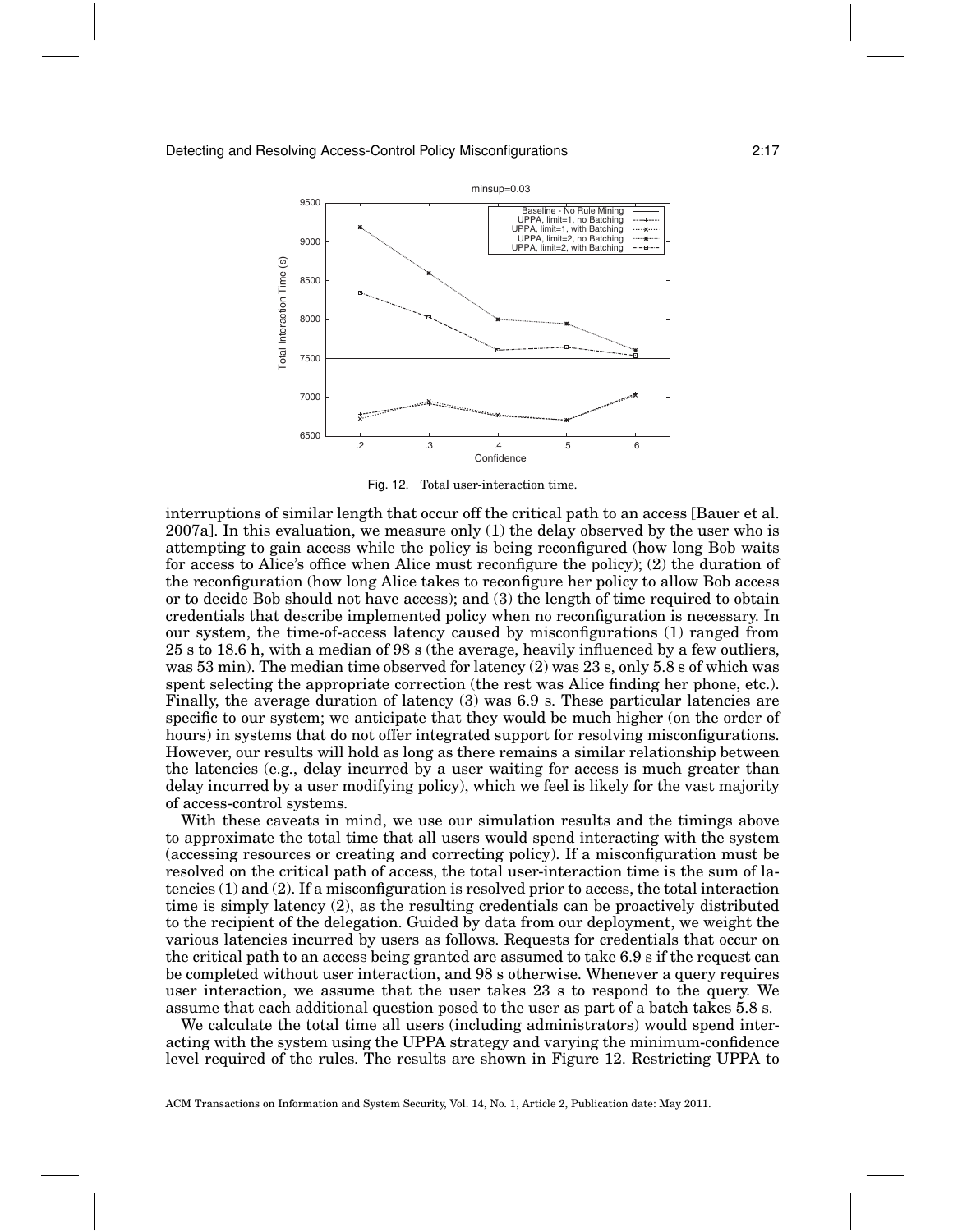Fig. 12. Total user-interaction time.

interruptions of similar length that occur off the critical path to an access [Bauer et al. 2007a]. In this evaluation, we measure only (1) the delay observed by the user who is attempting to gain access while the policy is being reconfigured (how long Bob waits for access to Alice's office when Alice must reconfigure the policy); (2) the duration of the reconfiguration (how long Alice takes to reconfigure her policy to allow Bob access or to decide Bob should not have access); and (3) the length of time required to obtain credentials that describe implemented policy when no reconfiguration is necessary. In our system, the time-of-access latency caused by misconfigurations (1) ranged from 25 s to 18.6 h, with a median of 98 s (the average, heavily influenced by a few outliers, was 53 min). The median time observed for latency (2) was 23 s, only 5.8 s of which was spent selecting the appropriate correction (the rest was Alice finding her phone, etc.). Finally, the average duration of latency (3) was 6.9 s. These particular latencies are specific to our system; we anticipate that they would be much higher (on the order of hours) in systems that do not offer integrated support for resolving misconfigurations. However, our results will hold as long as there remains a similar relationship between the latencies (e.g., delay incurred by a user waiting for access is much greater than delay incurred by a user modifying policy), which we feel is likely for the vast majority of access-control systems.

With these caveats in mind, we use our simulation results and the timings above to approximate the total time that all users would spend interacting with the system (accessing resources or creating and correcting policy). If a misconfiguration must be resolved on the critical path of access, the total user-interaction time is the sum of latencies (1) and (2). If a misconfiguration is resolved prior to access, the total interaction time is simply latency (2), as the resulting credentials can be proactively distributed to the recipient of the delegation. Guided by data from our deployment, we weight the various latencies incurred by users as follows. Requests for credentials that occur on the critical path to an access being granted are assumed to take 6.9 s if the request can be completed without user interaction, and 98 s otherwise. Whenever a query requires user interaction, we assume that the user takes 23 s to respond to the query. We assume that each additional question posed to the user as part of a batch takes 5.8 s.

We calculate the total time all users (including administrators) would spend interacting with the system using the UPPA strategy and varying the minimum-confidence level required of the rules. The results are shown in Figure 12. Restricting UPPA to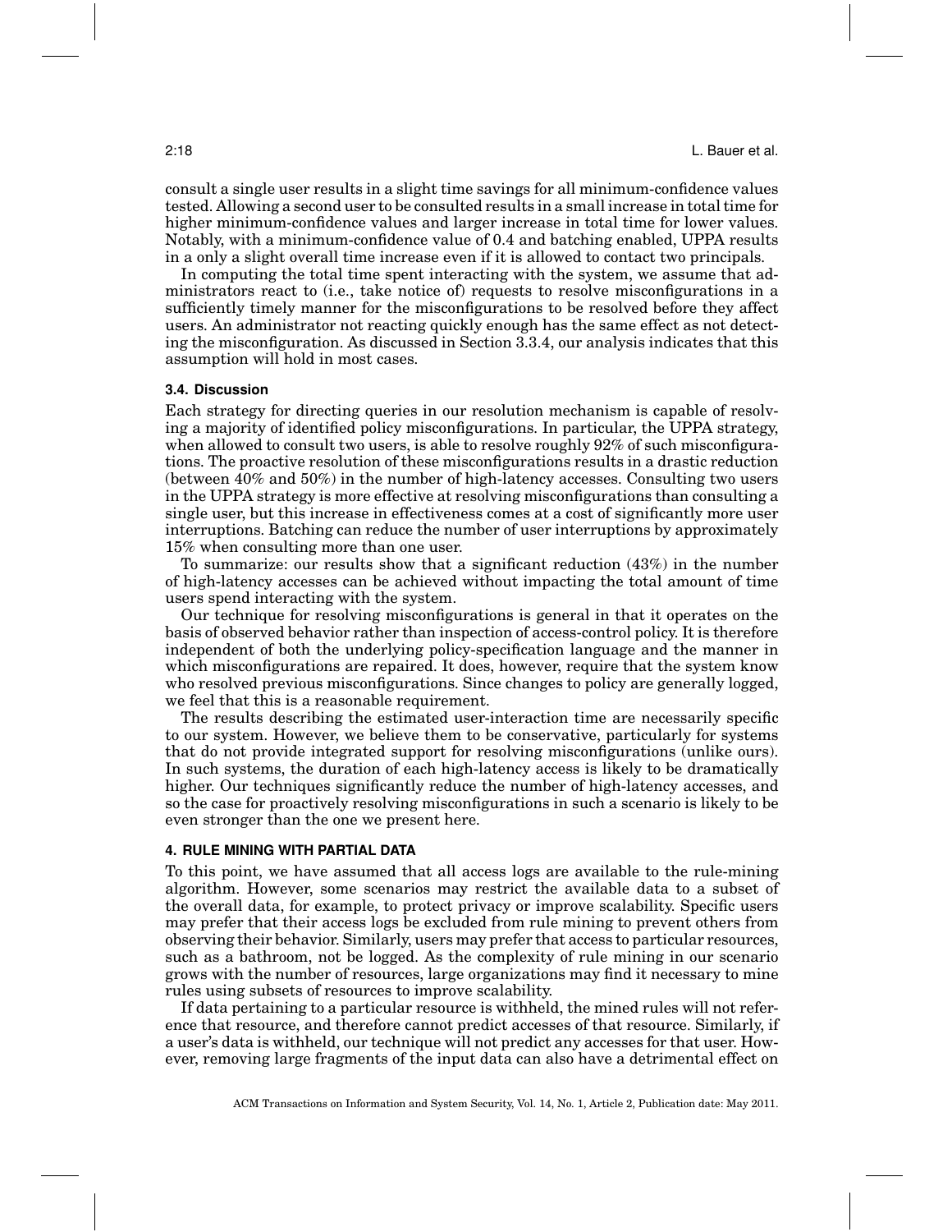consult a single user results in a slight time savings for all minimum-confidence values tested. Allowing a second user to be consulted results in a small increase in total time for higher minimum-confidence values and larger increase in total time for lower values. Notably, with a minimum-confidence value of 0.4 and batching enabled, UPPA results in a only a slight overall time increase even if it is allowed to contact two principals.

In computing the total time spent interacting with the system, we assume that administrators react to (i.e., take notice of) requests to resolve misconfigurations in a sufficiently timely manner for the misconfigurations to be resolved before they affect users. An administrator not reacting quickly enough has the same effect as not detecting the misconfiguration. As discussed in Section 3.3.4, our analysis indicates that this assumption will hold in most cases.

### 3.4. Discussion

Each strategy for directing queries in our resolution mechanism is capable of resolving a majority of identified policy misconfigurations. In particular, the UPPA strategy, when allowed to consult two users, is able to resolve roughly 92% of such misconfigurations. The proactive resolution of these misconfigurations results in a drastic reduction (between 40% and 50%) in the number of high-latency accesses. Consulting two users in the UPPA strategy is more effective at resolving misconfigurations than consulting a single user, but this increase in effectiveness comes at a cost of significantly more user interruptions. Batching can reduce the number of user interruptions by approximately 15% when consulting more than one user.

To summarize: our results show that a significant reduction (43%) in the number of high-latency accesses can be achieved without impacting the total amount of time users spend interacting with the system.

Our technique for resolving misconfigurations is general in that it operates on the basis of observed behavior rather than inspection of access-control policy. It is therefore independent of both the underlying policy-specification language and the manner in which misconfigurations are repaired. It does, however, require that the system know who resolved previous misconfigurations. Since changes to policy are generally logged, we feel that this is a reasonable requirement.

The results describing the estimated user-interaction time are necessarily specific to our system. However, we believe them to be conservative, particularly for systems that do not provide integrated support for resolving misconfigurations (unlike ours). In such systems, the duration of each high-latency access is likely to be dramatically higher. Our techniques significantly reduce the number of high-latency accesses, and so the case for proactively resolving misconfigurations in such a scenario is likely to be even stronger than the one we present here.

## 4. RULE MINING WITH PARTIAL DATA

To this point, we have assumed that all access logs are available to the rule-mining algorithm. However, some scenarios may restrict the available data to a subset of the overall data, for example, to protect privacy or improve scalability. Specific users may prefer that their access logs be excluded from rule mining to prevent others from observing their behavior. Similarly, users may prefer that access to particular resources, such as a bathroom, not be logged. As the complexity of rule mining in our scenario grows with the number of resources, large organizations may find it necessary to mine rules using subsets of resources to improve scalability.

If data pertaining to a particular resource is withheld, the mined rules will not reference that resource, and therefore cannot predict accesses of that resource. Similarly, if a user's data is withheld, our technique will not predict any accesses for that user. However, removing large fragments of the input data can also have a detrimental effect on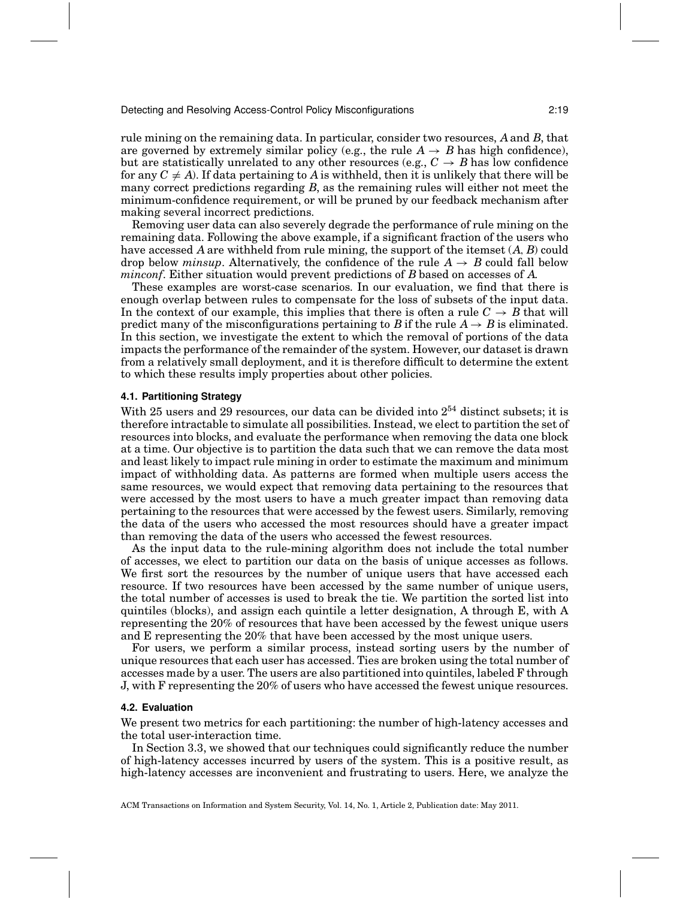rule mining on the remaining data. In particular, consider two resources, *A* and *B*, that are governed by extremely similar policy (e.g., the rule $A \rightarrow B$ has high confidence), but are statistically unrelated to any other resources (e.g., $C \rightarrow B$ has low confidence for any $C \neq A$). If data pertaining to *A* is withheld, then it is unlikely that there will be many correct predictions regarding *B*, as the remaining rules will either not meet the minimum-confidence requirement, or will be pruned by our feedback mechanism after making several incorrect predictions.

Removing user data can also severely degrade the performance of rule mining on the remaining data. Following the above example, if a significant fraction of the users who have accessed *A* are withheld from rule mining, the support of the itemset $(A, B)$ could drop below *minsup*. Alternatively, the confidence of the rule $A \rightarrow B$ could fall below *minconf*. Either situation would prevent predictions of *B* based on accesses of *A*.

These examples are worst-case scenarios. In our evaluation, we find that there is enough overlap between rules to compensate for the loss of subsets of the input data. In the context of our example, this implies that there is often a rule $C \rightarrow B$ that will predict many of the misconfigurations pertaining to *B* if the rule $A \rightarrow B$ is eliminated. In this section, we investigate the extent to which the removal of portions of the data impacts the performance of the remainder of the system. However, our dataset is drawn from a relatively small deployment, and it is therefore difficult to determine the extent to which these results imply properties about other policies.

### 4.1. Partitioning Strategy

With 25 users and 29 resources, our data can be divided into $2^{54}$ distinct subsets; it is therefore intractable to simulate all possibilities. Instead, we elect to partition the set of resources into blocks, and evaluate the performance when removing the data one block at a time. Our objective is to partition the data such that we can remove the data most and least likely to impact rule mining in order to estimate the maximum and minimum impact of withholding data. As patterns are formed when multiple users access the same resources, we would expect that removing data pertaining to the resources that were accessed by the most users to have a much greater impact than removing data pertaining to the resources that were accessed by the fewest users. Similarly, removing the data of the users who accessed the most resources should have a greater impact than removing the data of the users who accessed the fewest resources.

As the input data to the rule-mining algorithm does not include the total number of accesses, we elect to partition our data on the basis of unique accesses as follows. We first sort the resources by the number of unique users that have accessed each resource. If two resources have been accessed by the same number of unique users, the total number of accesses is used to break the tie. We partition the sorted list into quintiles (blocks), and assign each quintile a letter designation, A through E, with A representing the 20% of resources that have been accessed by the fewest unique users and E representing the 20% that have been accessed by the most unique users.

For users, we perform a similar process, instead sorting users by the number of unique resources that each user has accessed. Ties are broken using the total number of accesses made by a user. The users are also partitioned into quintiles, labeled F through J, with F representing the 20% of users who have accessed the fewest unique resources.

### 4.2. Evaluation

We present two metrics for each partitioning: the number of high-latency accesses and the total user-interaction time.

In Section 3.3, we showed that our techniques could significantly reduce the number of high-latency accesses incurred by users of the system. This is a positive result, as high-latency accesses are inconvenient and frustrating to users. Here, we analyze the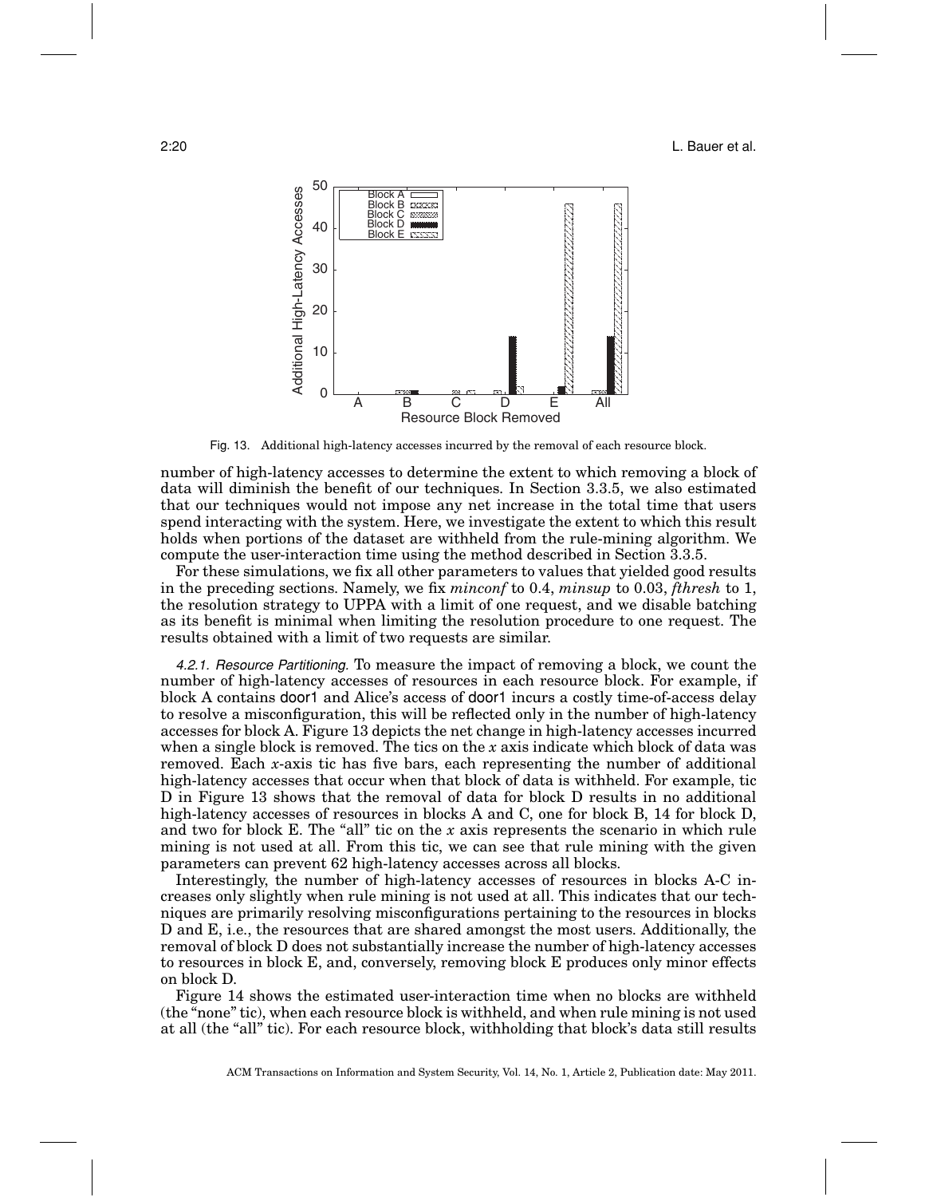Fig. 13. Additional high-latency accesses incurred by the removal of each resource block.

number of high-latency accesses to determine the extent to which removing a block of data will diminish the benefit of our techniques. In Section 3.3.5, we also estimated that our techniques would not impose any net increase in the total time that users spend interacting with the system. Here, we investigate the extent to which this result holds when portions of the dataset are withheld from the rule-mining algorithm. We compute the user-interaction time using the method described in Section 3.3.5.

For these simulations, we fix all other parameters to values that yielded good results in the preceding sections. Namely, we fix *minconf* to 0.4, *minsup* to 0.03, *fthresh* to 1, the resolution strategy to UPPA with a limit of one request, and we disable batching as its benefit is minimal when limiting the resolution procedure to one request. The results obtained with a limit of two requests are similar.

*4.2.1. Resource Partitioning.* To measure the impact of removing a block, we count the number of high-latency accesses of resources in each resource block. For example, if block A contains door1 and Alice's access of door1 incurs a costly time-of-access delay to resolve a misconfiguration, this will be reflected only in the number of high-latency accesses for block A. Figure 13 depicts the net change in high-latency accesses incurred when a single block is removed. The tics on the $x$ axis indicate which block of data was removed. Each $x$-axis tic has five bars, each representing the number of additional high-latency accesses that occur when that block of data is withheld. For example, tic D in Figure 13 shows that the removal of data for block D results in no additional high-latency accesses of resources in blocks A and C, one for block B, 14 for block D, and two for block E. The "all" tic on the $x$ axis represents the scenario in which rule mining is not used at all. From this tic, we can see that rule mining with the given parameters can prevent 62 high-latency accesses across all blocks.

Interestingly, the number of high-latency accesses of resources in blocks A-C increases only slightly when rule mining is not used at all. This indicates that our techniques are primarily resolving misconfigurations pertaining to the resources in blocks D and E, i.e., the resources that are shared amongst the most users. Additionally, the removal of block D does not substantially increase the number of high-latency accesses to resources in block E, and, conversely, removing block E produces only minor effects on block D.

Figure 14 shows the estimated user-interaction time when no blocks are withheld (the "none" tic), when each resource block is withheld, and when rule mining is not used at all (the "all" tic). For each resource block, withholding that block's data still results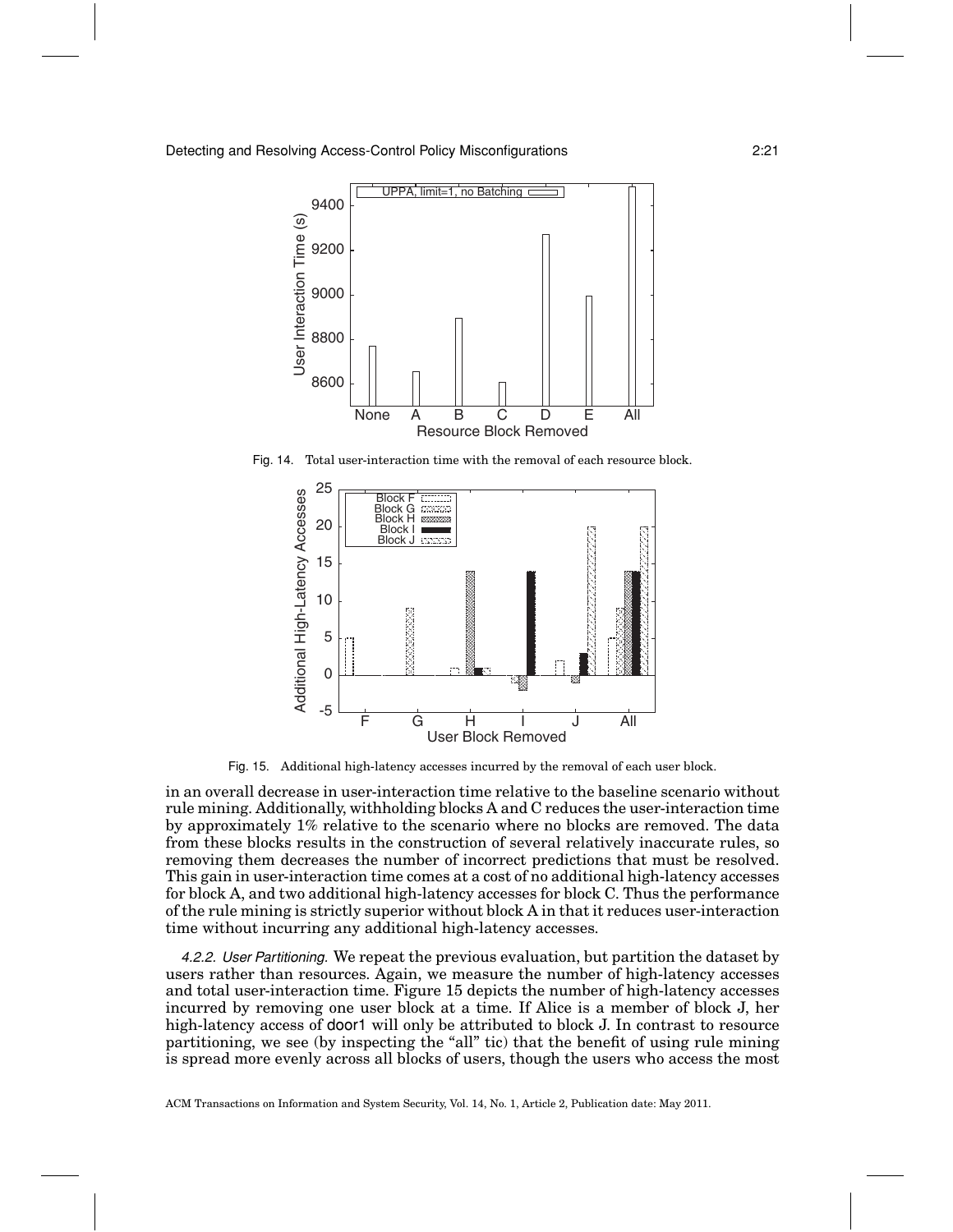Fig. 14. Total user-interaction time with the removal of each resource block.

Fig. 15. Additional high-latency accesses incurred by the removal of each user block.

in an overall decrease in user-interaction time relative to the baseline scenario without rule mining. Additionally, withholding blocks A and C reduces the user-interaction time by approximately 1% relative to the scenario where no blocks are removed. The data from these blocks results in the construction of several relatively inaccurate rules, so removing them decreases the number of incorrect predictions that must be resolved. This gain in user-interaction time comes at a cost of no additional high-latency accesses for block A, and two additional high-latency accesses for block C. Thus the performance of the rule mining is strictly superior without block A in that it reduces user-interaction time without incurring any additional high-latency accesses.

*4.2.2. User Partitioning.* We repeat the previous evaluation, but partition the dataset by users rather than resources. Again, we measure the number of high-latency accesses and total user-interaction time. Figure 15 depicts the number of high-latency accesses incurred by removing one user block at a time. If Alice is a member of block J, her high-latency access of door1 will only be attributed to block J. In contrast to resource partitioning, we see (by inspecting the "all" tic) that the benefit of using rule mining is spread more evenly across all blocks of users, though the users who access the most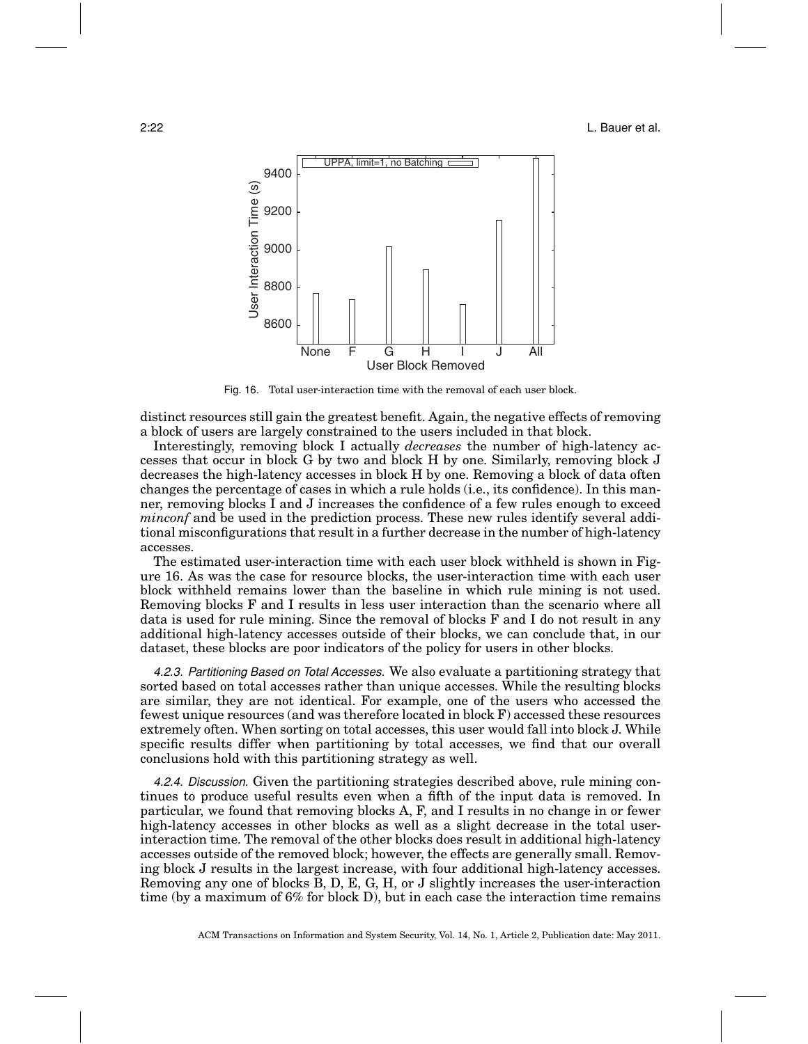UPPA, limit=1, no Batching

9400

9200

9000

8800

8600

User Interaction Time (s)

None F G H I J All

User Block Removed

Fig. 16. Total user-interaction time with the removal of each user block.

distinct resources still gain the greatest benefit. Again, the negative effects of removing a block of users are largely constrained to the users included in that block.

Interestingly, removing block I actually *decreases* the number of high-latency accesses that occur in block G by two and block H by one. Similarly, removing block J decreases the high-latency accesses in block H by one. Removing a block of data often changes the percentage of cases in which a rule holds (i.e., its confidence). In this manner, removing blocks I and J increases the confidence of a few rules enough to exceed *minconf* and be used in the prediction process. These new rules identify several additional misconfigurations that result in a further decrease in the number of high-latency accesses.

The estimated user-interaction time with each user block withheld is shown in Figure 16. As was the case for resource blocks, the user-interaction time with each user block withheld remains lower than the baseline in which rule mining is not used. Removing blocks F and I results in less user interaction than the scenario where all data is used for rule mining. Since the removal of blocks F and I do not result in any additional high-latency accesses outside of their blocks, we can conclude that, in our dataset, these blocks are poor indicators of the policy for users in other blocks.

*4.2.3. Partitioning Based on Total Accesses.* We also evaluate a partitioning strategy that sorted based on total accesses rather than unique accesses. While the resulting blocks are similar, they are not identical. For example, one of the users who accessed the fewest unique resources (and was therefore located in block F) accessed these resources extremely often. When sorting on total accesses, this user would fall into block J. While specific results differ when partitioning by total accesses, we find that our overall conclusions hold with this partitioning strategy as well.

*4.2.4. Discussion.* Given the partitioning strategies described above, rule mining continues to produce useful results even when a fifth of the input data is removed. In particular, we found that removing blocks A, F, and I results in no change in or fewer high-latency accesses in other blocks as well as a slight decrease in the total user-interaction time. The removal of the other blocks does result in additional high-latency accesses outside of the removed block; however, the effects are generally small. Removing block J results in the largest increase, with four additional high-latency accesses. Removing any one of blocks B, D, E, G, H, or J slightly increases the user-interaction time (by a maximum of 6% for block D), but in each case the interaction time remains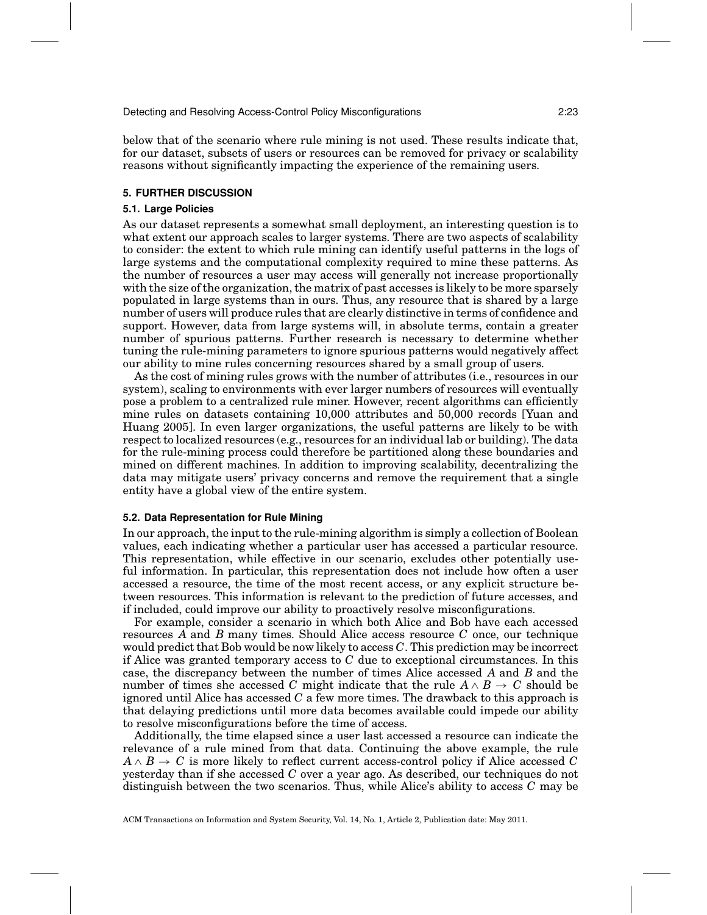below that of the scenario where rule mining is not used. These results indicate that, for our dataset, subsets of users or resources can be removed for privacy or scalability reasons without significantly impacting the experience of the remaining users.

## 5. FURTHER DISCUSSION

### 5.1. Large Policies

As our dataset represents a somewhat small deployment, an interesting question is to what extent our approach scales to larger systems. There are two aspects of scalability to consider: the extent to which rule mining can identify useful patterns in the logs of large systems and the computational complexity required to mine these patterns. As the number of resources a user may access will generally not increase proportionally with the size of the organization, the matrix of past accesses is likely to be more sparsely populated in large systems than in ours. Thus, any resource that is shared by a large number of users will produce rules that are clearly distinctive in terms of confidence and support. However, data from large systems will, in absolute terms, contain a greater number of spurious patterns. Further research is necessary to determine whether tuning the rule-mining parameters to ignore spurious patterns would negatively affect our ability to mine rules concerning resources shared by a small group of users.

As the cost of mining rules grows with the number of attributes (i.e., resources in our system), scaling to environments with ever larger numbers of resources will eventually pose a problem to a centralized rule miner. However, recent algorithms can efficiently mine rules on datasets containing 10,000 attributes and 50,000 records [Yuan and Huang 2005]. In even larger organizations, the useful patterns are likely to be with respect to localized resources (e.g., resources for an individual lab or building). The data for the rule-mining process could therefore be partitioned along these boundaries and mined on different machines. In addition to improving scalability, decentralizing the data may mitigate users' privacy concerns and remove the requirement that a single entity have a global view of the entire system.

### 5.2. Data Representation for Rule Mining

In our approach, the input to the rule-mining algorithm is simply a collection of Boolean values, each indicating whether a particular user has accessed a particular resource. This representation, while effective in our scenario, excludes other potentially useful information. In particular, this representation does not include how often a user accessed a resource, the time of the most recent access, or any explicit structure between resources. This information is relevant to the prediction of future accesses, and if included, could improve our ability to proactively resolve misconfigurations.

For example, consider a scenario in which both Alice and Bob have each accessed resources $A$ and $B$ many times. Should Alice access resource $C$ once, our technique would predict that Bob would be now likely to access $C$. This prediction may be incorrect if Alice was granted temporary access to $C$ due to exceptional circumstances. In this case, the discrepancy between the number of times Alice accessed $A$ and $B$ and the number of times she accessed $C$ might indicate that the rule $A \wedge B \rightarrow C$ should be ignored until Alice has accessed $C$ a few more times. The drawback to this approach is that delaying predictions until more data becomes available could impede our ability to resolve misconfigurations before the time of access.

Additionally, the time elapsed since a user last accessed a resource can indicate the relevance of a rule mined from that data. Continuing the above example, the rule $A \wedge B \rightarrow C$ is more likely to reflect current access-control policy if Alice accessed $C$ yesterday than if she accessed $C$ over a year ago. As described, our techniques do not distinguish between the two scenarios. Thus, while Alice's ability to access $C$ may be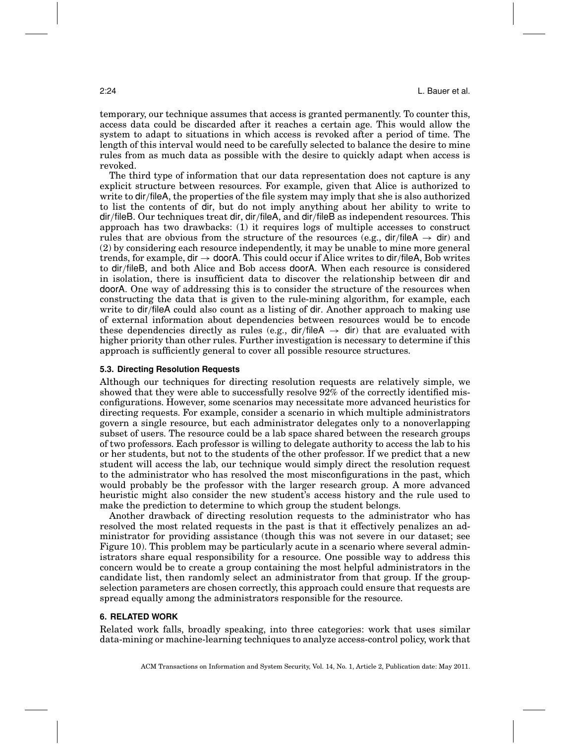temporary, our technique assumes that access is granted permanently. To counter this, access data could be discarded after it reaches a certain age. This would allow the system to adapt to situations in which access is revoked after a period of time. The length of this interval would need to be carefully selected to balance the desire to mine rules from as much data as possible with the desire to quickly adapt when access is revoked.

The third type of information that our data representation does not capture is any explicit structure between resources. For example, given that Alice is authorized to write to dir/fileA, the properties of the file system may imply that she is also authorized to list the contents of dir, but do not imply anything about her ability to write to dir/fileB. Our techniques treat dir, dir/fileA, and dir/fileB as independent resources. This approach has two drawbacks: (1) it requires logs of multiple accesses to construct rules that are obvious from the structure of the resources (e.g., dir/fileA → dir) and (2) by considering each resource independently, it may be unable to mine more general trends, for example, dir → doorA. This could occur if Alice writes to dir/fileA, Bob writes to dir/fileB, and both Alice and Bob access doorA. When each resource is considered in isolation, there is insufficient data to discover the relationship between dir and doorA. One way of addressing this is to consider the structure of the resources when constructing the data that is given to the rule-mining algorithm, for example, each write to dir/fileA could also count as a listing of dir. Another approach to making use of external information about dependencies between resources would be to encode these dependencies directly as rules (e.g., dir/fileA → dir) that are evaluated with higher priority than other rules. Further investigation is necessary to determine if this approach is sufficiently general to cover all possible resource structures.

### 5.3. Directing Resolution Requests

Although our techniques for directing resolution requests are relatively simple, we showed that they were able to successfully resolve 92% of the correctly identified misconfigurations. However, some scenarios may necessitate more advanced heuristics for directing requests. For example, consider a scenario in which multiple administrators govern a single resource, but each administrator delegates only to a nonoverlapping subset of users. The resource could be a lab space shared between the research groups of two professors. Each professor is willing to delegate authority to access the lab to his or her students, but not to the students of the other professor. If we predict that a new student will access the lab, our technique would simply direct the resolution request to the administrator who has resolved the most misconfigurations in the past, which would probably be the professor with the larger research group. A more advanced heuristic might also consider the new student's access history and the rule used to make the prediction to determine to which group the student belongs.

Another drawback of directing resolution requests to the administrator who has resolved the most related requests in the past is that it effectively penalizes an administrator for providing assistance (though this was not severe in our dataset; see Figure 10). This problem may be particularly acute in a scenario where several administrators share equal responsibility for a resource. One possible way to address this concern would be to create a group containing the most helpful administrators in the candidate list, then randomly select an administrator from that group. If the group-selection parameters are chosen correctly, this approach could ensure that requests are spread equally among the administrators responsible for the resource.

## 6. RELATED WORK

Related work falls, broadly speaking, into three categories: work that uses similar data-mining or machine-learning techniques to analyze access-control policy, work that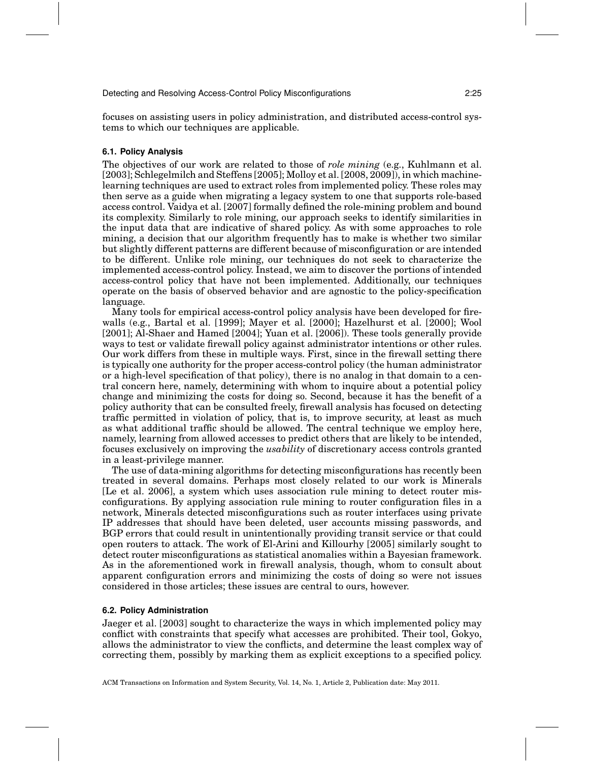focuses on assisting users in policy administration, and distributed access-control systems to which our techniques are applicable.

### 6.1. Policy Analysis

The objectives of our work are related to those of *role mining* (e.g., Kuhlmann et al. [2003]; Schlegelmilch and Steffens [2005]; Molloy et al. [2008, 2009]), in which machine-learning techniques are used to extract roles from implemented policy. These roles may then serve as a guide when migrating a legacy system to one that supports role-based access control. Vaidya et al. [2007] formally defined the role-mining problem and bound its complexity. Similarly to role mining, our approach seeks to identify similarities in the input data that are indicative of shared policy. As with some approaches to role mining, a decision that our algorithm frequently has to make is whether two similar but slightly different patterns are different because of misconfiguration or are intended to be different. Unlike role mining, our techniques do not seek to characterize the implemented access-control policy. Instead, we aim to discover the portions of intended access-control policy that have not been implemented. Additionally, our techniques operate on the basis of observed behavior and are agnostic to the policy-specification language.

Many tools for empirical access-control policy analysis have been developed for firewalls (e.g., Bartal et al. [1999]; Mayer et al. [2000]; Hazelhurst et al. [2000]; Wool [2001]; Al-Shaer and Hamed [2004]; Yuan et al. [2006]). These tools generally provide ways to test or validate firewall policy against administrator intentions or other rules. Our work differs from these in multiple ways. First, since in the firewall setting there is typically one authority for the proper access-control policy (the human administrator or a high-level specification of that policy), there is no analog in that domain to a central concern here, namely, determining with whom to inquire about a potential policy change and minimizing the costs for doing so. Second, because it has the benefit of a policy authority that can be consulted freely, firewall analysis has focused on detecting traffic permitted in violation of policy, that is, to improve security, at least as much as what additional traffic should be allowed. The central technique we employ here, namely, learning from allowed accesses to predict others that are likely to be intended, focuses exclusively on improving the *usability* of discretionary access controls granted in a least-privilege manner.

The use of data-mining algorithms for detecting misconfigurations has recently been treated in several domains. Perhaps most closely related to our work is Minerals [Le et al. 2006], a system which uses association rule mining to detect router misconfigurations. By applying association rule mining to router configuration files in a network, Minerals detected misconfigurations such as router interfaces using private IP addresses that should have been deleted, user accounts missing passwords, and BGP errors that could result in unintentionally providing transit service or that could open routers to attack. The work of El-Arini and Killourhy [2005] similarly sought to detect router misconfigurations as statistical anomalies within a Bayesian framework. As in the aforementioned work in firewall analysis, though, whom to consult about apparent configuration errors and minimizing the costs of doing so were not issues considered in those articles; these issues are central to ours, however.

### 6.2. Policy Administration

Jaeger et al. [2003] sought to characterize the ways in which implemented policy may conflict with constraints that specify what accesses are prohibited. Their tool, Gokyo, allows the administrator to view the conflicts, and determine the least complex way of correcting them, possibly by marking them as explicit exceptions to a specified policy.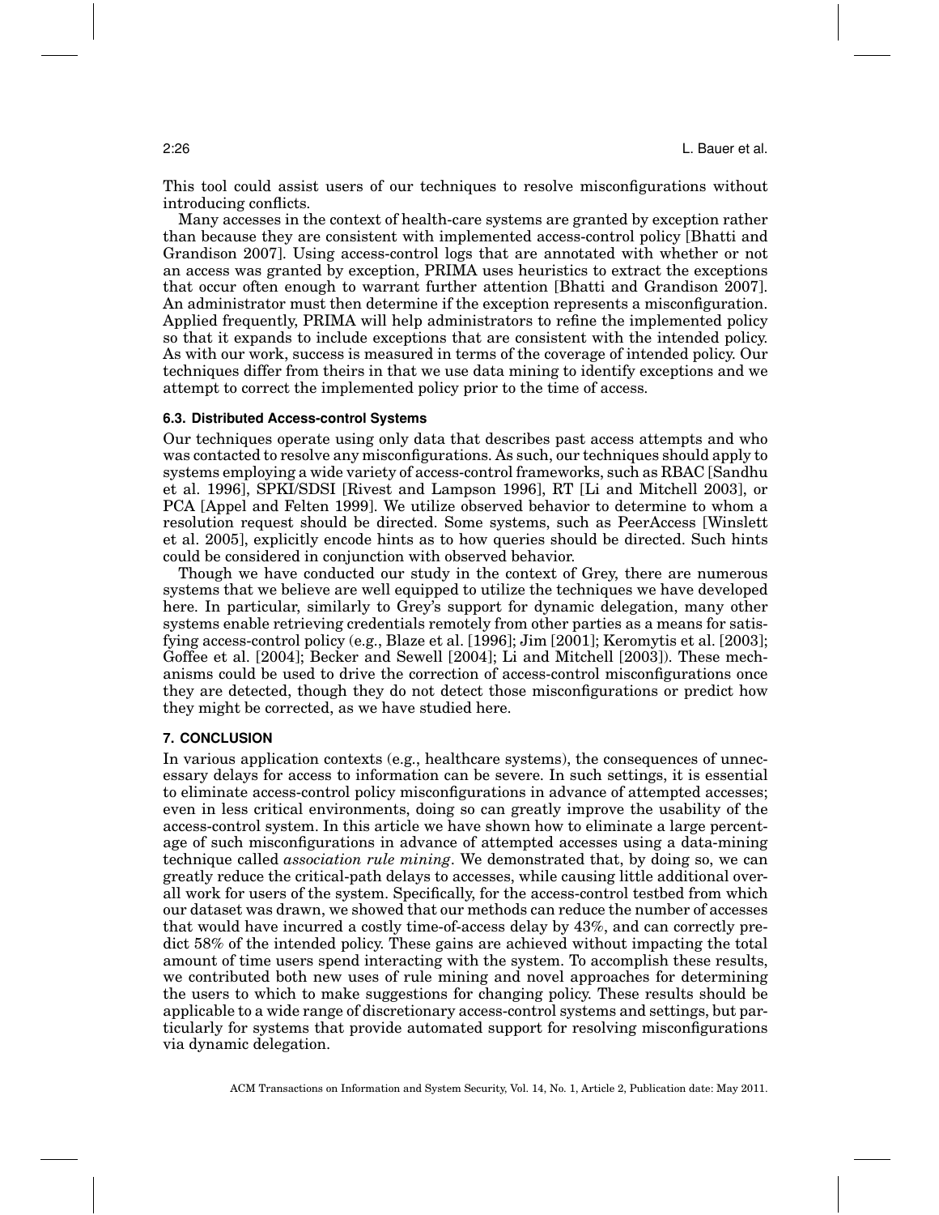This tool could assist users of our techniques to resolve misconfigurations without introducing conflicts.

Many accesses in the context of health-care systems are granted by exception rather than because they are consistent with implemented access-control policy [Bhatti and Grandison 2007]. Using access-control logs that are annotated with whether or not an access was granted by exception, PRIMA uses heuristics to extract the exceptions that occur often enough to warrant further attention [Bhatti and Grandison 2007]. An administrator must then determine if the exception represents a misconfiguration. Applied frequently, PRIMA will help administrators to refine the implemented policy so that it expands to include exceptions that are consistent with the intended policy. As with our work, success is measured in terms of the coverage of intended policy. Our techniques differ from theirs in that we use data mining to identify exceptions and we attempt to correct the implemented policy prior to the time of access.

### 6.3. Distributed Access-control Systems

Our techniques operate using only data that describes past access attempts and who was contacted to resolve any misconfigurations. As such, our techniques should apply to systems employing a wide variety of access-control frameworks, such as RBAC [Sandhu et al. 1996], SPKI/SDSI [Rivest and Lampson 1996], RT [Li and Mitchell 2003], or PCA [Appel and Felten 1999]. We utilize observed behavior to determine to whom a resolution request should be directed. Some systems, such as PeerAccess [Winslett et al. 2005], explicitly encode hints as to how queries should be directed. Such hints could be considered in conjunction with observed behavior.

Though we have conducted our study in the context of Grey, there are numerous systems that we believe are well equipped to utilize the techniques we have developed here. In particular, similarly to Grey's support for dynamic delegation, many other systems enable retrieving credentials remotely from other parties as a means for satisfying access-control policy (e.g., Blaze et al. [1996]; Jim [2001]; Keromytis et al. [2003]; Goffee et al. [2004]; Becker and Sewell [2004]; Li and Mitchell [2003]). These mechanisms could be used to drive the correction of access-control misconfigurations once they are detected, though they do not detect those misconfigurations or predict how they might be corrected, as we have studied here.

## 7. CONCLUSION

In various application contexts (e.g., healthcare systems), the consequences of unnecessary delays for access to information can be severe. In such settings, it is essential to eliminate access-control policy misconfigurations in advance of attempted accesses; even in less critical environments, doing so can greatly improve the usability of the access-control system. In this article we have shown how to eliminate a large percentage of such misconfigurations in advance of attempted accesses using a data-mining technique called *association rule mining*. We demonstrated that, by doing so, we can greatly reduce the critical-path delays to accesses, while causing little additional overall work for users of the system. Specifically, for the access-control testbed from which our dataset was drawn, we showed that our methods can reduce the number of accesses that would have incurred a costly time-of-access delay by 43%, and can correctly predict 58% of the intended policy. These gains are achieved without impacting the total amount of time users spend interacting with the system. To accomplish these results, we contributed both new uses of rule mining and novel approaches for determining the users to which to make suggestions for changing policy. These results should be applicable to a wide range of discretionary access-control systems and settings, but particularly for systems that provide automated support for resolving misconfigurations via dynamic delegation.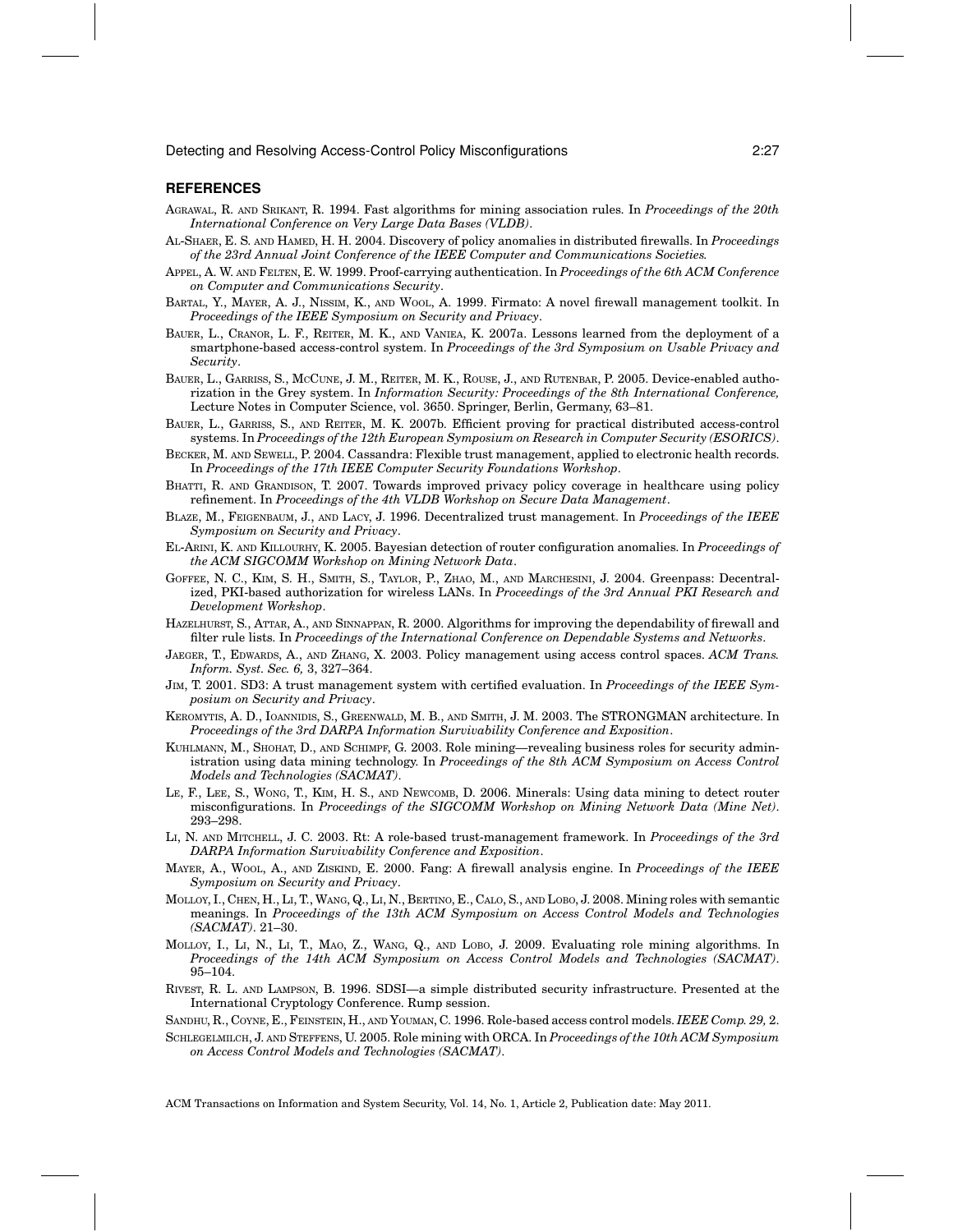## REFERENCES

Agrawal, R. and Srikant, R. 1994. Fast algorithms for mining association rules. In *Proceedings of the 20th International Conference on Very Large Data Bases (VLDB)*.

Al-Shaer, E. S. and Hamed, H. H. 2004. Discovery of policy anomalies in distributed firewalls. In *Proceedings of the 23rd Annual Joint Conference of the IEEE Computer and Communications Societies.*

Appel, A. W. and Felten, E. W. 1999. Proof-carrying authentication. In *Proceedings of the 6th ACM Conference on Computer and Communications Security*.

Bartal, Y., Mayer, A. J., Nissim, K., and Wool, A. 1999. Firmato: A novel firewall management toolkit. In *Proceedings of the IEEE Symposium on Security and Privacy*.

Bauer, L., Cranor, L. F., Reiter, M. K., and Vaniea, K. 2007a. Lessons learned from the deployment of a smartphone-based access-control system. In *Proceedings of the 3rd Symposium on Usable Privacy and Security*.

Bauer, L., Garriss, S., McCune, J. M., Reiter, M. K., Rouse, J., and Rutenbar, P. 2005. Device-enabled authorization in the Grey system. In *Information Security: Proceedings of the 8th International Conference,* Lecture Notes in Computer Science, vol. 3650. Springer, Berlin, Germany, 63–81.

Bauer, L., Garriss, S., and Reiter, M. K. 2007b. Efficient proving for practical distributed access-control systems. In *Proceedings of the 12th European Symposium on Research in Computer Security (ESORICS)*.

Becker, M. and Sewell, P. 2004. Cassandra: Flexible trust management, applied to electronic health records. In *Proceedings of the 17th IEEE Computer Security Foundations Workshop*.

Bhatti, R. and Grandison, T. 2007. Towards improved privacy policy coverage in healthcare using policy refinement. In *Proceedings of the 4th VLDB Workshop on Secure Data Management*.

Blaze, M., Feigenbaum, J., and Lacy, J. 1996. Decentralized trust management. In *Proceedings of the IEEE Symposium on Security and Privacy*.

El-Arini, K. and Killourhy, K. 2005. Bayesian detection of router configuration anomalies. In *Proceedings of the ACM SIGCOMM Workshop on Mining Network Data*.

Goffee, N. C., Kim, S. H., Smith, S., Taylor, P., Zhao, M., and Marchesini, J. 2004. Greenpass: Decentralized, PKI-based authorization for wireless LANs. In *Proceedings of the 3rd Annual PKI Research and Development Workshop*.

Hazelhurst, S., Attar, A., and Sinnappan, R. 2000. Algorithms for improving the dependability of firewall and filter rule lists. In *Proceedings of the International Conference on Dependable Systems and Networks*.

Jaeger, T., Edwards, A., and Zhang, X. 2003. Policy management using access control spaces. *ACM Trans. Inform. Syst. Sec. 6,* 3, 327–364.

Jim, T. 2001. SD3: A trust management system with certified evaluation. In *Proceedings of the IEEE Symposium on Security and Privacy*.

Keromytis, A. D., Ioannidis, S., Greenwald, M. B., and Smith, J. M. 2003. The STRONGMAN architecture. In *Proceedings of the 3rd DARPA Information Survivability Conference and Exposition*.

Kuhlmann, M., Shohat, D., and Schimpf, G. 2003. Role mining—revealing business roles for security administration using data mining technology. In *Proceedings of the 8th ACM Symposium on Access Control Models and Technologies (SACMAT)*.

Le, F., Lee, S., Wong, T., Kim, H. S., and Newcomb, D. 2006. Minerals: Using data mining to detect router misconfigurations. In *Proceedings of the SIGCOMM Workshop on Mining Network Data (Mine Net)*. 293–298.

Li, N. and Mitchell, J. C. 2003. Rt: A role-based trust-management framework. In *Proceedings of the 3rd DARPA Information Survivability Conference and Exposition*.

Mayer, A., Wool, A., and Ziskind, E. 2000. Fang: A firewall analysis engine. In *Proceedings of the IEEE Symposium on Security and Privacy*.

Molloy, I., Chen, H., Li, T., Wang, Q., Li, N., Bertino, E., Calo, S., and Lobo, J. 2008. Mining roles with semantic meanings. In *Proceedings of the 13th ACM Symposium on Access Control Models and Technologies (SACMAT)*. 21–30.

Molloy, I., Li, N., Li, T., Mao, Z., Wang, Q., and Lobo, J. 2009. Evaluating role mining algorithms. In *Proceedings of the 14th ACM Symposium on Access Control Models and Technologies (SACMAT)*. 95–104.

Rivest, R. L. and Lampson, B. 1996. SDSI—a simple distributed security infrastructure. Presented at the International Cryptology Conference. Rump session.

Sandhu, R., Coyne, E., Feinstein, H., and Youman, C. 1996. Role-based access control models. *IEEE Comp. 29,* 2.

Schlegelmilch, J. and Steffens, U. 2005. Role mining with ORCA. In *Proceedings of the 10th ACM Symposium on Access Control Models and Technologies (SACMAT)*.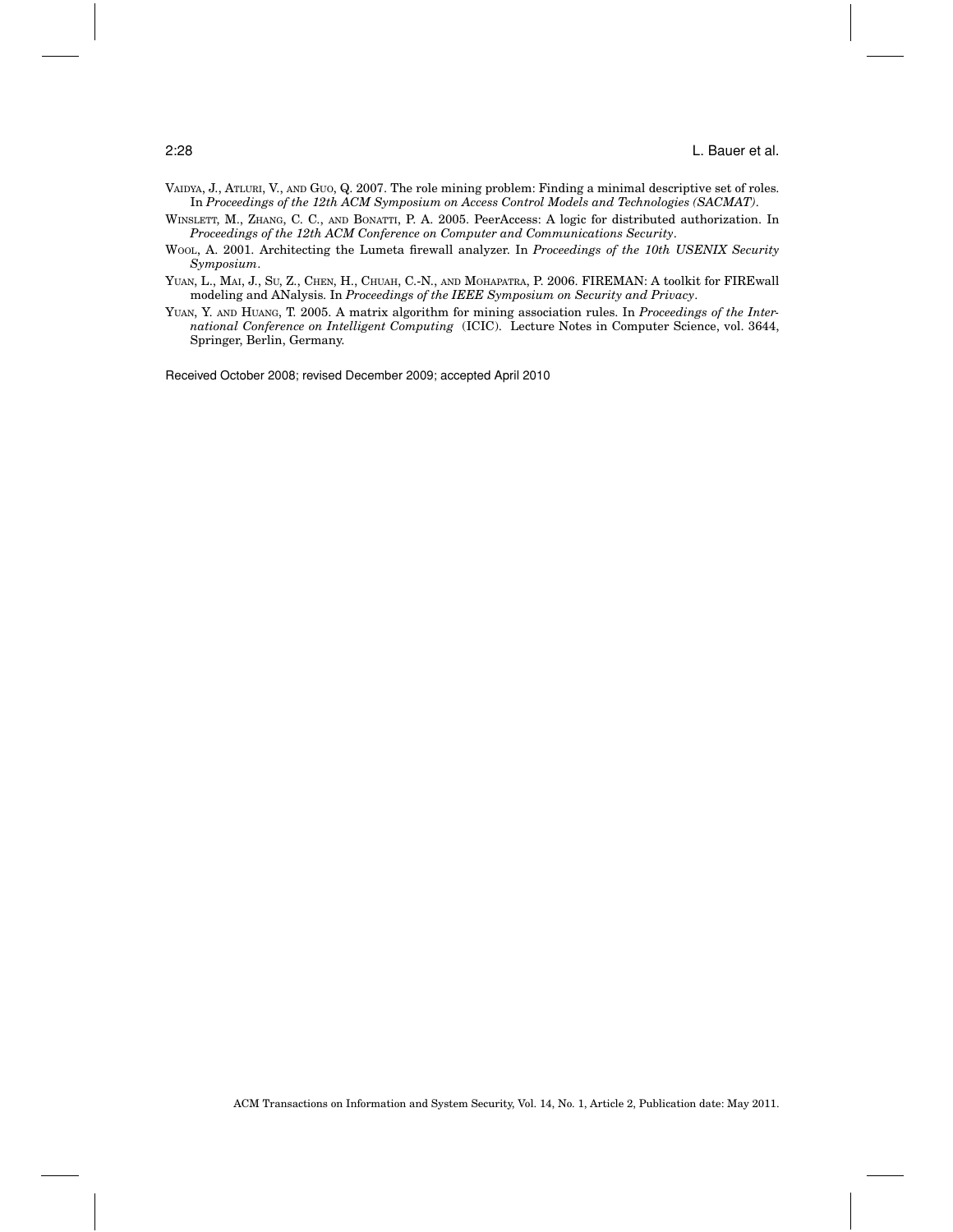VAIDYA, J., ATLURI, V., AND GUO, Q. 2007. The role mining problem: Finding a minimal descriptive set of roles. In *Proceedings of the 12th ACM Symposium on Access Control Models and Technologies (SACMAT)*.

WINSLETT, M., ZHANG, C. C., AND BONATTI, P. A. 2005. PeerAccess: A logic for distributed authorization. In *Proceedings of the 12th ACM Conference on Computer and Communications Security*.

WOOL, A. 2001. Architecting the Lumeta firewall analyzer. In *Proceedings of the 10th USENIX Security Symposium*.

YUAN, L., MAI, J., SU, Z., CHEN, H., CHUAH, C.-N., AND MOHAPATRA, P. 2006. FIREMAN: A toolkit for FIREwall modeling and ANalysis. In *Proceedings of the IEEE Symposium on Security and Privacy*.

YUAN, Y. AND HUANG, T. 2005. A matrix algorithm for mining association rules. In *Proceedings of the International Conference on Intelligent Computing* (ICIC). Lecture Notes in Computer Science, vol. 3644, Springer, Berlin, Germany.

Received October 2008; revised December 2009; accepted April 2010